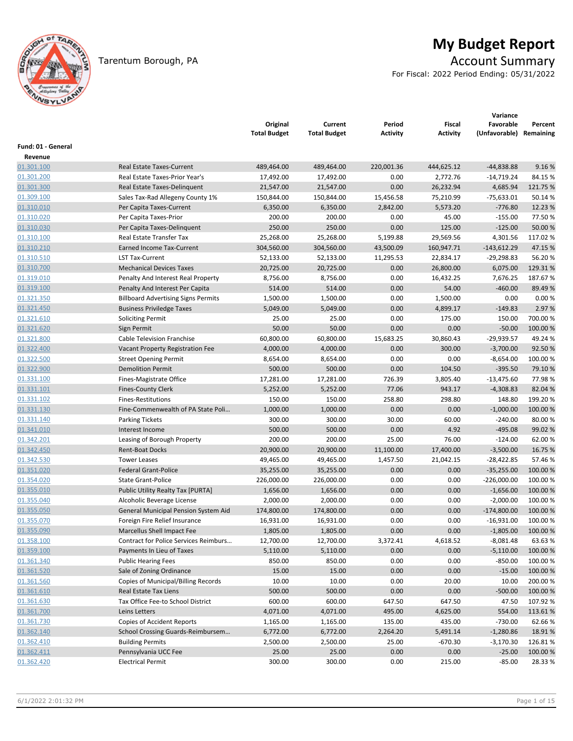# My Budget Report

Tarentum Borough, PA

## Account Summary

For Fiscal: 2022 Period Ending: 05/31/2022

| | | Original Total Budget | Current Total Budget | Period Activity | Fiscal Activity | Variance Favorable (Unfavorable) | Percent Remaining |
|---|---|---|---|---|---|---|---|
| **Fund: 01 - General** | | | | | | | |
| **Revenue** | | | | | | | |
| 01.301.100 | Real Estate Taxes-Current | 489,464.00 | 489,464.00 | 220,001.36 | 444,625.12 | -44,838.88 | 9.16 % |
| 01.301.200 | Real Estate Taxes-Prior Year's | 17,492.00 | 17,492.00 | 0.00 | 2,772.76 | -14,719.24 | 84.15 % |
| 01.301.300 | Real Estate Taxes-Delinquent | 21,547.00 | 21,547.00 | 0.00 | 26,232.94 | 4,685.94 | 121.75 % |
| 01.309.100 | Sales Tax-Rad Allegeny County 1% | 150,844.00 | 150,844.00 | 15,456.58 | 75,210.99 | -75,633.01 | 50.14 % |
| 01.310.010 | Per Capita Taxes-Current | 6,350.00 | 6,350.00 | 2,842.00 | 5,573.20 | -776.80 | 12.23 % |
| 01.310.020 | Per Capita Taxes-Prior | 200.00 | 200.00 | 0.00 | 45.00 | -155.00 | 77.50 % |
| 01.310.030 | Per Capita Taxes-Delinquent | 250.00 | 250.00 | 0.00 | 125.00 | -125.00 | 50.00 % |
| 01.310.100 | Real Estate Transfer Tax | 25,268.00 | 25,268.00 | 5,199.88 | 29,569.56 | 4,301.56 | 117.02 % |
| 01.310.210 | Earned Income Tax-Current | 304,560.00 | 304,560.00 | 43,500.09 | 160,947.71 | -143,612.29 | 47.15 % |
| 01.310.510 | LST Tax-Current | 52,133.00 | 52,133.00 | 11,295.53 | 22,834.17 | -29,298.83 | 56.20 % |
| 01.310.700 | Mechanical Devices Taxes | 20,725.00 | 20,725.00 | 0.00 | 26,800.00 | 6,075.00 | 129.31 % |
| 01.319.010 | Penalty And Interest Real Property | 8,756.00 | 8,756.00 | 0.00 | 16,432.25 | 7,676.25 | 187.67 % |
| 01.319.100 | Penalty And Interest Per Capita | 514.00 | 514.00 | 0.00 | 54.00 | -460.00 | 89.49 % |
| 01.321.350 | Billboard Advertising Signs Permits | 1,500.00 | 1,500.00 | 0.00 | 1,500.00 | 0.00 | 0.00 % |
| 01.321.450 | Business Priviledge Taxes | 5,049.00 | 5,049.00 | 0.00 | 4,899.17 | -149.83 | 2.97 % |
| 01.321.610 | Soliciting Permit | 25.00 | 25.00 | 0.00 | 175.00 | 150.00 | 700.00 % |
| 01.321.620 | Sign Permit | 50.00 | 50.00 | 0.00 | 0.00 | -50.00 | 100.00 % |
| 01.321.800 | Cable Television Franchise | 60,800.00 | 60,800.00 | 15,683.25 | 30,860.43 | -29,939.57 | 49.24 % |
| 01.322.400 | Vacant Property Registration Fee | 4,000.00 | 4,000.00 | 0.00 | 300.00 | -3,700.00 | 92.50 % |
| 01.322.500 | Street Opening Permit | 8,654.00 | 8,654.00 | 0.00 | 0.00 | -8,654.00 | 100.00 % |
| 01.322.900 | Demolition Permit | 500.00 | 500.00 | 0.00 | 104.50 | -395.50 | 79.10 % |
| 01.331.100 | Fines-Magistrate Office | 17,281.00 | 17,281.00 | 726.39 | 3,805.40 | -13,475.60 | 77.98 % |
| 01.331.101 | Fines-County Clerk | 5,252.00 | 5,252.00 | 77.06 | 943.17 | -4,308.83 | 82.04 % |
| 01.331.102 | Fines-Restitutions | 150.00 | 150.00 | 258.80 | 298.80 | 148.80 | 199.20 % |
| 01.331.130 | Fine-Commenwealth of PA State Poli… | 1,000.00 | 1,000.00 | 0.00 | 0.00 | -1,000.00 | 100.00 % |
| 01.331.140 | Parking Tickets | 300.00 | 300.00 | 30.00 | 60.00 | -240.00 | 80.00 % |
| 01.341.010 | Interest Income | 500.00 | 500.00 | 0.00 | 4.92 | -495.08 | 99.02 % |
| 01.342.201 | Leasing of Borough Property | 200.00 | 200.00 | 25.00 | 76.00 | -124.00 | 62.00 % |
| 01.342.450 | Rent-Boat Docks | 20,900.00 | 20,900.00 | 11,100.00 | 17,400.00 | -3,500.00 | 16.75 % |
| 01.342.530 | Tower Leases | 49,465.00 | 49,465.00 | 1,457.50 | 21,042.15 | -28,422.85 | 57.46 % |
| 01.351.020 | Federal Grant-Police | 35,255.00 | 35,255.00 | 0.00 | 0.00 | -35,255.00 | 100.00 % |
| 01.354.020 | State Grant-Police | 226,000.00 | 226,000.00 | 0.00 | 0.00 | -226,000.00 | 100.00 % |
| 01.355.010 | Public Utility Realty Tax [PURTA] | 1,656.00 | 1,656.00 | 0.00 | 0.00 | -1,656.00 | 100.00 % |
| 01.355.040 | Alcoholic Beverage License | 2,000.00 | 2,000.00 | 0.00 | 0.00 | -2,000.00 | 100.00 % |
| 01.355.050 | General Municipal Pension System Aid | 174,800.00 | 174,800.00 | 0.00 | 0.00 | -174,800.00 | 100.00 % |
| 01.355.070 | Foreign Fire Relief Insurance | 16,931.00 | 16,931.00 | 0.00 | 0.00 | -16,931.00 | 100.00 % |
| 01.355.090 | Marcellus Shell Impact Fee | 1,805.00 | 1,805.00 | 0.00 | 0.00 | -1,805.00 | 100.00 % |
| 01.358.100 | Contract for Police Services Reimburs… | 12,700.00 | 12,700.00 | 3,372.41 | 4,618.52 | -8,081.48 | 63.63 % |
| 01.359.100 | Payments In Lieu of Taxes | 5,110.00 | 5,110.00 | 0.00 | 0.00 | -5,110.00 | 100.00 % |
| 01.361.340 | Public Hearing Fees | 850.00 | 850.00 | 0.00 | 0.00 | -850.00 | 100.00 % |
| 01.361.520 | Sale of Zoning Ordinance | 15.00 | 15.00 | 0.00 | 0.00 | -15.00 | 100.00 % |
| 01.361.560 | Copies of Municipal/Billing Records | 10.00 | 10.00 | 0.00 | 20.00 | 10.00 | 200.00 % |
| 01.361.610 | Real Estate Tax Liens | 500.00 | 500.00 | 0.00 | 0.00 | -500.00 | 100.00 % |
| 01.361.630 | Tax Office Fee-to School District | 600.00 | 600.00 | 647.50 | 647.50 | 47.50 | 107.92 % |
| 01.361.700 | Leins Letters | 4,071.00 | 4,071.00 | 495.00 | 4,625.00 | 554.00 | 113.61 % |
| 01.361.730 | Copies of Accident Reports | 1,165.00 | 1,165.00 | 135.00 | 435.00 | -730.00 | 62.66 % |
| 01.362.140 | School Crossing Guards-Reimbursem… | 6,772.00 | 6,772.00 | 2,264.20 | 5,491.14 | -1,280.86 | 18.91 % |
| 01.362.410 | Building Permits | 2,500.00 | 2,500.00 | 25.00 | -670.30 | -3,170.30 | 126.81 % |
| 01.362.411 | Pennsylvania UCC Fee | 25.00 | 25.00 | 0.00 | 0.00 | -25.00 | 100.00 % |
| 01.362.420 | Electrical Permit | 300.00 | 300.00 | 0.00 | 215.00 | -85.00 | 28.33 % |

6/1/2022 2:01:32 PM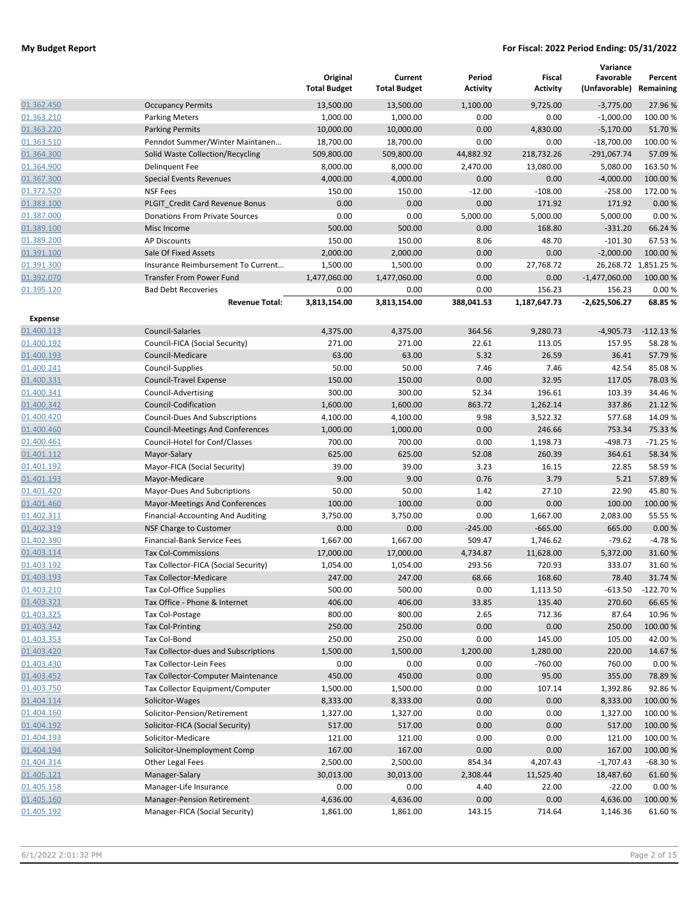**My Budget Report** — **For Fiscal: 2022 Period Ending: 05/31/2022**

| | | Original Total Budget | Current Total Budget | Period Activity | Fiscal Activity | Variance Favorable (Unfavorable) | Percent Remaining |
|---|---|---|---|---|---|---|---|
| 01.362.450 | Occupancy Permits | 13,500.00 | 13,500.00 | 1,100.00 | 9,725.00 | -3,775.00 | 27.96 % |
| 01.363.210 | Parking Meters | 1,000.00 | 1,000.00 | 0.00 | 0.00 | -1,000.00 | 100.00 % |
| 01.363.220 | Parking Permits | 10,000.00 | 10,000.00 | 0.00 | 4,830.00 | -5,170.00 | 51.70 % |
| 01.363.510 | Penndot Summer/Winter Maintanen… | 18,700.00 | 18,700.00 | 0.00 | 0.00 | -18,700.00 | 100.00 % |
| 01.364.300 | Solid Waste Collection/Recycling | 509,800.00 | 509,800.00 | 44,882.92 | 218,732.26 | -291,067.74 | 57.09 % |
| 01.364.900 | Delinquent Fee | 8,000.00 | 8,000.00 | 2,470.00 | 13,080.00 | 5,080.00 | 163.50 % |
| 01.367.300 | Special Events Revenues | 4,000.00 | 4,000.00 | 0.00 | 0.00 | -4,000.00 | 100.00 % |
| 01.372.520 | NSF Fees | 150.00 | 150.00 | -12.00 | -108.00 | -258.00 | 172.00 % |
| 01.383.100 | PLGIT_Credit Card Revenue Bonus | 0.00 | 0.00 | 0.00 | 171.92 | 171.92 | 0.00 % |
| 01.387.000 | Donations From Private Sources | 0.00 | 0.00 | 5,000.00 | 5,000.00 | 5,000.00 | 0.00 % |
| 01.389.100 | Misc Income | 500.00 | 500.00 | 0.00 | 168.80 | -331.20 | 66.24 % |
| 01.389.200 | AP Discounts | 150.00 | 150.00 | 8.06 | 48.70 | -101.30 | 67.53 % |
| 01.391.100 | Sale Of Fixed Assets | 2,000.00 | 2,000.00 | 0.00 | 0.00 | -2,000.00 | 100.00 % |
| 01.391.300 | Insurance Reimbursement To Current… | 1,500.00 | 1,500.00 | 0.00 | 27,768.72 | 26,268.72 | 1,851.25 % |
| 01.392.070 | Transfer From Power Fund | 1,477,060.00 | 1,477,060.00 | 0.00 | 0.00 | -1,477,060.00 | 100.00 % |
| 01.395.120 | Bad Debt Recoveries | 0.00 | 0.00 | 0.00 | 156.23 | 156.23 | 0.00 % |
| | **Revenue Total:** | **3,813,154.00** | **3,813,154.00** | **388,041.53** | **1,187,647.73** | **-2,625,506.27** | **68.85 %** |
| **Expense** | | | | | | | |
| 01.400.113 | Council-Salaries | 4,375.00 | 4,375.00 | 364.56 | 9,280.73 | -4,905.73 | -112.13 % |
| 01.400.192 | Council-FICA (Social Security) | 271.00 | 271.00 | 22.61 | 113.05 | 157.95 | 58.28 % |
| 01.400.193 | Council-Medicare | 63.00 | 63.00 | 5.32 | 26.59 | 36.41 | 57.79 % |
| 01.400.241 | Council-Supplies | 50.00 | 50.00 | 7.46 | 7.46 | 42.54 | 85.08 % |
| 01.400.331 | Council-Travel Expense | 150.00 | 150.00 | 0.00 | 32.95 | 117.05 | 78.03 % |
| 01.400.341 | Council-Advertising | 300.00 | 300.00 | 52.34 | 196.61 | 103.39 | 34.46 % |
| 01.400.342 | Council-Codification | 1,600.00 | 1,600.00 | 863.72 | 1,262.14 | 337.86 | 21.12 % |
| 01.400.420 | Council-Dues And Subscriptions | 4,100.00 | 4,100.00 | 9.98 | 3,522.32 | 577.68 | 14.09 % |
| 01.400.460 | Council-Meetings And Conferences | 1,000.00 | 1,000.00 | 0.00 | 246.66 | 753.34 | 75.33 % |
| 01.400.461 | Council-Hotel for Conf/Classes | 700.00 | 700.00 | 0.00 | 1,198.73 | -498.73 | -71.25 % |
| 01.401.112 | Mayor-Salary | 625.00 | 625.00 | 52.08 | 260.39 | 364.61 | 58.34 % |
| 01.401.192 | Mayor-FICA (Social Security) | 39.00 | 39.00 | 3.23 | 16.15 | 22.85 | 58.59 % |
| 01.401.193 | Mayor-Medicare | 9.00 | 9.00 | 0.76 | 3.79 | 5.21 | 57.89 % |
| 01.401.420 | Mayor-Dues And Subcriptions | 50.00 | 50.00 | 1.42 | 27.10 | 22.90 | 45.80 % |
| 01.401.460 | Mayor-Meetings And Conferences | 100.00 | 100.00 | 0.00 | 0.00 | 100.00 | 100.00 % |
| 01.402.311 | Financial-Accounting And Auditing | 3,750.00 | 3,750.00 | 0.00 | 1,667.00 | 2,083.00 | 55.55 % |
| 01.402.319 | NSF Charge to Customer | 0.00 | 0.00 | -245.00 | -665.00 | 665.00 | 0.00 % |
| 01.402.390 | Financial-Bank Service Fees | 1,667.00 | 1,667.00 | 509.47 | 1,746.62 | -79.62 | -4.78 % |
| 01.403.114 | Tax Col-Commissions | 17,000.00 | 17,000.00 | 4,734.87 | 11,628.00 | 5,372.00 | 31.60 % |
| 01.403.192 | Tax Collector-FICA (Social Security) | 1,054.00 | 1,054.00 | 293.56 | 720.93 | 333.07 | 31.60 % |
| 01.403.193 | Tax Collector-Medicare | 247.00 | 247.00 | 68.66 | 168.60 | 78.40 | 31.74 % |
| 01.403.210 | Tax Col-Office Supplies | 500.00 | 500.00 | 0.00 | 1,113.50 | -613.50 | -122.70 % |
| 01.403.321 | Tax Office - Phone & Internet | 406.00 | 406.00 | 33.85 | 135.40 | 270.60 | 66.65 % |
| 01.403.325 | Tax Col-Postage | 800.00 | 800.00 | 2.65 | 712.36 | 87.64 | 10.96 % |
| 01.403.342 | Tax Col-Printing | 250.00 | 250.00 | 0.00 | 0.00 | 250.00 | 100.00 % |
| 01.403.353 | Tax Col-Bond | 250.00 | 250.00 | 0.00 | 145.00 | 105.00 | 42.00 % |
| 01.403.420 | Tax Collector-dues and Subscriptions | 1,500.00 | 1,500.00 | 1,200.00 | 1,280.00 | 220.00 | 14.67 % |
| 01.403.430 | Tax Collector-Lein Fees | 0.00 | 0.00 | 0.00 | -760.00 | 760.00 | 0.00 % |
| 01.403.452 | Tax Collector-Computer Maintenance | 450.00 | 450.00 | 0.00 | 95.00 | 355.00 | 78.89 % |
| 01.403.750 | Tax Collector Equipment/Computer | 1,500.00 | 1,500.00 | 0.00 | 107.14 | 1,392.86 | 92.86 % |
| 01.404.114 | Solicitor-Wages | 8,333.00 | 8,333.00 | 0.00 | 0.00 | 8,333.00 | 100.00 % |
| 01.404.160 | Solicitor-Pension/Retirement | 1,327.00 | 1,327.00 | 0.00 | 0.00 | 1,327.00 | 100.00 % |
| 01.404.192 | Solicitor-FICA (Social Security) | 517.00 | 517.00 | 0.00 | 0.00 | 517.00 | 100.00 % |
| 01.404.193 | Solicitor-Medicare | 121.00 | 121.00 | 0.00 | 0.00 | 121.00 | 100.00 % |
| 01.404.194 | Solicitor-Unemployment Comp | 167.00 | 167.00 | 0.00 | 0.00 | 167.00 | 100.00 % |
| 01.404.314 | Other Legal Fees | 2,500.00 | 2,500.00 | 854.34 | 4,207.43 | -1,707.43 | -68.30 % |
| 01.405.121 | Manager-Salary | 30,013.00 | 30,013.00 | 2,308.44 | 11,525.40 | 18,487.60 | 61.60 % |
| 01.405.158 | Manager-Life Insurance | 0.00 | 0.00 | 4.40 | 22.00 | -22.00 | 0.00 % |
| 01.405.160 | Manager-Pension Retirement | 4,636.00 | 4,636.00 | 0.00 | 0.00 | 4,636.00 | 100.00 % |
| 01.405.192 | Manager-FICA (Social Security) | 1,861.00 | 1,861.00 | 143.15 | 714.64 | 1,146.36 | 61.60 % |

6/1/2022 2:01:32 PM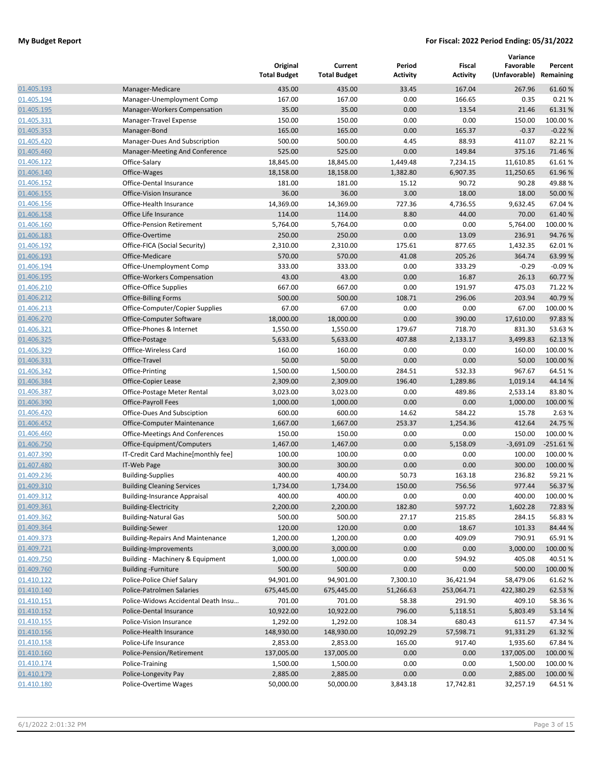| | | Original Total Budget | Current Total Budget | Period Activity | Fiscal Activity | Variance Favorable (Unfavorable) | Percent Remaining |
|---|---|---|---|---|---|---|---|
| 01.405.193 | Manager-Medicare | 435.00 | 435.00 | 33.45 | 167.04 | 267.96 | 61.60 % |
| 01.405.194 | Manager-Unemployment Comp | 167.00 | 167.00 | 0.00 | 166.65 | 0.35 | 0.21 % |
| 01.405.195 | Manager-Workers Compensation | 35.00 | 35.00 | 0.00 | 13.54 | 21.46 | 61.31 % |
| 01.405.331 | Manager-Travel Expense | 150.00 | 150.00 | 0.00 | 0.00 | 150.00 | 100.00 % |
| 01.405.353 | Manager-Bond | 165.00 | 165.00 | 0.00 | 165.37 | -0.37 | -0.22 % |
| 01.405.420 | Manager-Dues And Subscription | 500.00 | 500.00 | 4.45 | 88.93 | 411.07 | 82.21 % |
| 01.405.460 | Manager-Meeting And Conference | 525.00 | 525.00 | 0.00 | 149.84 | 375.16 | 71.46 % |
| 01.406.122 | Office-Salary | 18,845.00 | 18,845.00 | 1,449.48 | 7,234.15 | 11,610.85 | 61.61 % |
| 01.406.140 | Office-Wages | 18,158.00 | 18,158.00 | 1,382.80 | 6,907.35 | 11,250.65 | 61.96 % |
| 01.406.152 | Office-Dental Insurance | 181.00 | 181.00 | 15.12 | 90.72 | 90.28 | 49.88 % |
| 01.406.155 | Office-Vision Insurance | 36.00 | 36.00 | 3.00 | 18.00 | 18.00 | 50.00 % |
| 01.406.156 | Office-Health Insurance | 14,369.00 | 14,369.00 | 727.36 | 4,736.55 | 9,632.45 | 67.04 % |
| 01.406.158 | Office Life Insurance | 114.00 | 114.00 | 8.80 | 44.00 | 70.00 | 61.40 % |
| 01.406.160 | Office-Pension Retirement | 5,764.00 | 5,764.00 | 0.00 | 0.00 | 5,764.00 | 100.00 % |
| 01.406.183 | Office-Overtime | 250.00 | 250.00 | 0.00 | 13.09 | 236.91 | 94.76 % |
| 01.406.192 | Office-FICA (Social Security) | 2,310.00 | 2,310.00 | 175.61 | 877.65 | 1,432.35 | 62.01 % |
| 01.406.193 | Office-Medicare | 570.00 | 570.00 | 41.08 | 205.26 | 364.74 | 63.99 % |
| 01.406.194 | Office-Unemployment Comp | 333.00 | 333.00 | 0.00 | 333.29 | -0.29 | -0.09 % |
| 01.406.195 | Office-Workers Compensation | 43.00 | 43.00 | 0.00 | 16.87 | 26.13 | 60.77 % |
| 01.406.210 | Office-Office Supplies | 667.00 | 667.00 | 0.00 | 191.97 | 475.03 | 71.22 % |
| 01.406.212 | Office-Billing Forms | 500.00 | 500.00 | 108.71 | 296.06 | 203.94 | 40.79 % |
| 01.406.213 | Office-Computer/Copier Supplies | 67.00 | 67.00 | 0.00 | 0.00 | 67.00 | 100.00 % |
| 01.406.270 | Office-Computer Software | 18,000.00 | 18,000.00 | 0.00 | 390.00 | 17,610.00 | 97.83 % |
| 01.406.321 | Office-Phones & Internet | 1,550.00 | 1,550.00 | 179.67 | 718.70 | 831.30 | 53.63 % |
| 01.406.325 | Office-Postage | 5,633.00 | 5,633.00 | 407.88 | 2,133.17 | 3,499.83 | 62.13 % |
| 01.406.329 | Offfice-Wireless Card | 160.00 | 160.00 | 0.00 | 0.00 | 160.00 | 100.00 % |
| 01.406.331 | Office-Travel | 50.00 | 50.00 | 0.00 | 0.00 | 50.00 | 100.00 % |
| 01.406.342 | Office-Printing | 1,500.00 | 1,500.00 | 284.51 | 532.33 | 967.67 | 64.51 % |
| 01.406.384 | Office-Copier Lease | 2,309.00 | 2,309.00 | 196.40 | 1,289.86 | 1,019.14 | 44.14 % |
| 01.406.387 | Office-Postage Meter Rental | 3,023.00 | 3,023.00 | 0.00 | 489.86 | 2,533.14 | 83.80 % |
| 01.406.390 | Office-Payroll Fees | 1,000.00 | 1,000.00 | 0.00 | 0.00 | 1,000.00 | 100.00 % |
| 01.406.420 | Office-Dues And Subsciption | 600.00 | 600.00 | 14.62 | 584.22 | 15.78 | 2.63 % |
| 01.406.452 | Office-Computer Maintenance | 1,667.00 | 1,667.00 | 253.37 | 1,254.36 | 412.64 | 24.75 % |
| 01.406.460 | Office-Meetings And Conferences | 150.00 | 150.00 | 0.00 | 0.00 | 150.00 | 100.00 % |
| 01.406.750 | Office-Equipment/Computers | 1,467.00 | 1,467.00 | 0.00 | 5,158.09 | -3,691.09 | -251.61 % |
| 01.407.390 | IT-Credit Card Machine[monthly fee] | 100.00 | 100.00 | 0.00 | 0.00 | 100.00 | 100.00 % |
| 01.407.480 | IT-Web Page | 300.00 | 300.00 | 0.00 | 0.00 | 300.00 | 100.00 % |
| 01.409.236 | Building-Supplies | 400.00 | 400.00 | 50.73 | 163.18 | 236.82 | 59.21 % |
| 01.409.310 | Building Cleaning Services | 1,734.00 | 1,734.00 | 150.00 | 756.56 | 977.44 | 56.37 % |
| 01.409.312 | Building-Insurance Appraisal | 400.00 | 400.00 | 0.00 | 0.00 | 400.00 | 100.00 % |
| 01.409.361 | Building-Electricity | 2,200.00 | 2,200.00 | 182.80 | 597.72 | 1,602.28 | 72.83 % |
| 01.409.362 | Building-Natural Gas | 500.00 | 500.00 | 27.17 | 215.85 | 284.15 | 56.83 % |
| 01.409.364 | Building-Sewer | 120.00 | 120.00 | 0.00 | 18.67 | 101.33 | 84.44 % |
| 01.409.373 | Building-Repairs And Maintenance | 1,200.00 | 1,200.00 | 0.00 | 409.09 | 790.91 | 65.91 % |
| 01.409.721 | Building-Improvements | 3,000.00 | 3,000.00 | 0.00 | 0.00 | 3,000.00 | 100.00 % |
| 01.409.750 | Building - Machinery & Equipment | 1,000.00 | 1,000.00 | 0.00 | 594.92 | 405.08 | 40.51 % |
| 01.409.760 | Building -Furniture | 500.00 | 500.00 | 0.00 | 0.00 | 500.00 | 100.00 % |
| 01.410.122 | Police-Police Chief Salary | 94,901.00 | 94,901.00 | 7,300.10 | 36,421.94 | 58,479.06 | 61.62 % |
| 01.410.140 | Police-Patrolmen Salaries | 675,445.00 | 675,445.00 | 51,266.63 | 253,064.71 | 422,380.29 | 62.53 % |
| 01.410.151 | Police-Widows Accidental Death Insu… | 701.00 | 701.00 | 58.38 | 291.90 | 409.10 | 58.36 % |
| 01.410.152 | Police-Dental Insurance | 10,922.00 | 10,922.00 | 796.00 | 5,118.51 | 5,803.49 | 53.14 % |
| 01.410.155 | Police-Vision Insurance | 1,292.00 | 1,292.00 | 108.34 | 680.43 | 611.57 | 47.34 % |
| 01.410.156 | Police-Health Insurance | 148,930.00 | 148,930.00 | 10,092.29 | 57,598.71 | 91,331.29 | 61.32 % |
| 01.410.158 | Police-Life Insurance | 2,853.00 | 2,853.00 | 165.00 | 917.40 | 1,935.60 | 67.84 % |
| 01.410.160 | Police-Pension/Retirement | 137,005.00 | 137,005.00 | 0.00 | 0.00 | 137,005.00 | 100.00 % |
| 01.410.174 | Police-Training | 1,500.00 | 1,500.00 | 0.00 | 0.00 | 1,500.00 | 100.00 % |
| 01.410.179 | Police-Longevity Pay | 2,885.00 | 2,885.00 | 0.00 | 0.00 | 2,885.00 | 100.00 % |
| 01.410.180 | Police-Overtime Wages | 50,000.00 | 50,000.00 | 3,843.18 | 17,742.81 | 32,257.19 | 64.51 % |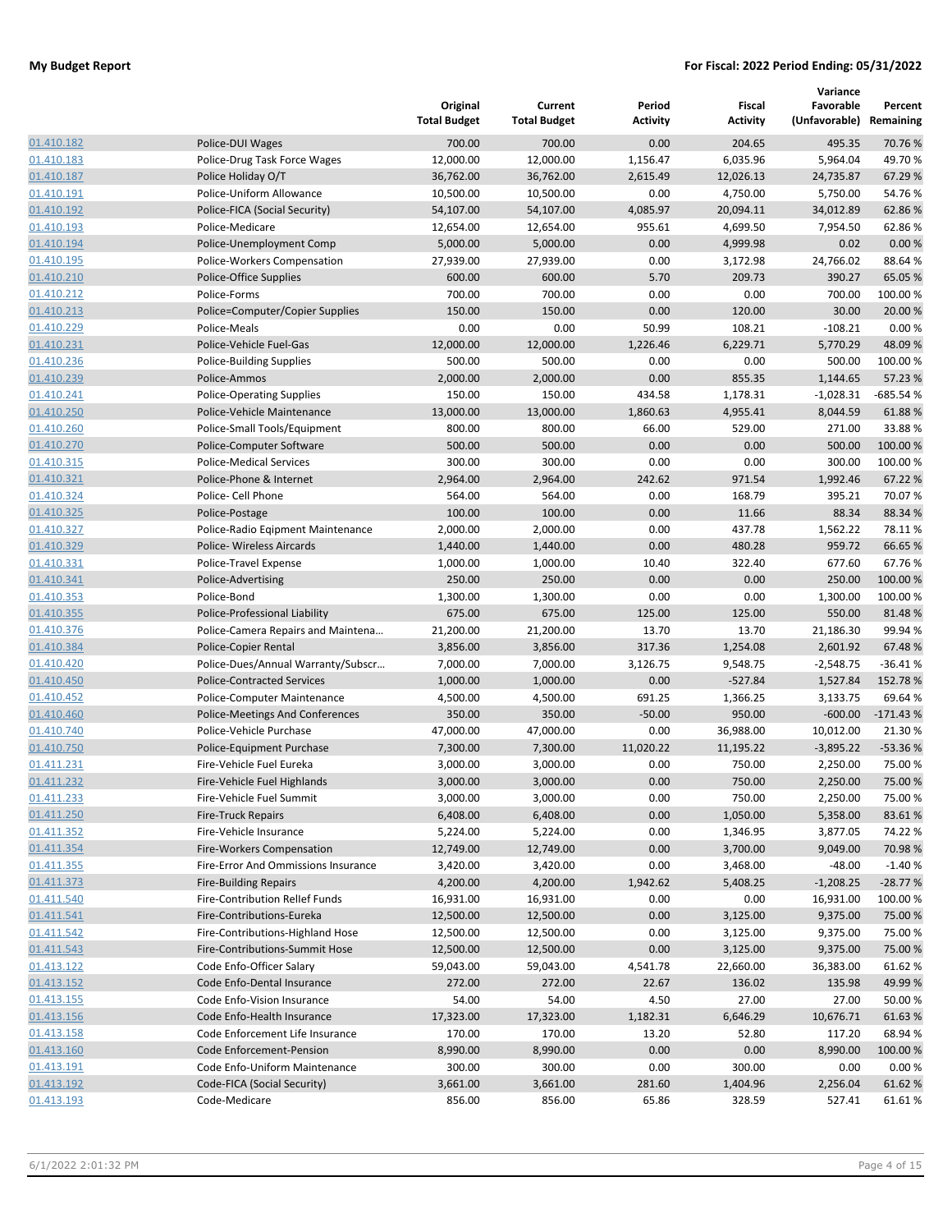**My Budget Report** — **For Fiscal: 2022 Period Ending: 05/31/2022**

| | | Original Total Budget | Current Total Budget | Period Activity | Fiscal Activity | Variance Favorable (Unfavorable) | Percent Remaining |
|---|---|---|---|---|---|---|---|
| 01.410.182 | Police-DUI Wages | 700.00 | 700.00 | 0.00 | 204.65 | 495.35 | 70.76 % |
| 01.410.183 | Police-Drug Task Force Wages | 12,000.00 | 12,000.00 | 1,156.47 | 6,035.96 | 5,964.04 | 49.70 % |
| 01.410.187 | Police Holiday O/T | 36,762.00 | 36,762.00 | 2,615.49 | 12,026.13 | 24,735.87 | 67.29 % |
| 01.410.191 | Police-Uniform Allowance | 10,500.00 | 10,500.00 | 0.00 | 4,750.00 | 5,750.00 | 54.76 % |
| 01.410.192 | Police-FICA (Social Security) | 54,107.00 | 54,107.00 | 4,085.97 | 20,094.11 | 34,012.89 | 62.86 % |
| 01.410.193 | Police-Medicare | 12,654.00 | 12,654.00 | 955.61 | 4,699.50 | 7,954.50 | 62.86 % |
| 01.410.194 | Police-Unemployment Comp | 5,000.00 | 5,000.00 | 0.00 | 4,999.98 | 0.02 | 0.00 % |
| 01.410.195 | Police-Workers Compensation | 27,939.00 | 27,939.00 | 0.00 | 3,172.98 | 24,766.02 | 88.64 % |
| 01.410.210 | Police-Office Supplies | 600.00 | 600.00 | 5.70 | 209.73 | 390.27 | 65.05 % |
| 01.410.212 | Police-Forms | 700.00 | 700.00 | 0.00 | 0.00 | 700.00 | 100.00 % |
| 01.410.213 | Police=Computer/Copier Supplies | 150.00 | 150.00 | 0.00 | 120.00 | 30.00 | 20.00 % |
| 01.410.229 | Police-Meals | 0.00 | 0.00 | 50.99 | 108.21 | -108.21 | 0.00 % |
| 01.410.231 | Police-Vehicle Fuel-Gas | 12,000.00 | 12,000.00 | 1,226.46 | 6,229.71 | 5,770.29 | 48.09 % |
| 01.410.236 | Police-Building Supplies | 500.00 | 500.00 | 0.00 | 0.00 | 500.00 | 100.00 % |
| 01.410.239 | Police-Ammos | 2,000.00 | 2,000.00 | 0.00 | 855.35 | 1,144.65 | 57.23 % |
| 01.410.241 | Police-Operating Supplies | 150.00 | 150.00 | 434.58 | 1,178.31 | -1,028.31 | -685.54 % |
| 01.410.250 | Police-Vehicle Maintenance | 13,000.00 | 13,000.00 | 1,860.63 | 4,955.41 | 8,044.59 | 61.88 % |
| 01.410.260 | Police-Small Tools/Equipment | 800.00 | 800.00 | 66.00 | 529.00 | 271.00 | 33.88 % |
| 01.410.270 | Police-Computer Software | 500.00 | 500.00 | 0.00 | 0.00 | 500.00 | 100.00 % |
| 01.410.315 | Police-Medical Services | 300.00 | 300.00 | 0.00 | 0.00 | 300.00 | 100.00 % |
| 01.410.321 | Police-Phone & Internet | 2,964.00 | 2,964.00 | 242.62 | 971.54 | 1,992.46 | 67.22 % |
| 01.410.324 | Police- Cell Phone | 564.00 | 564.00 | 0.00 | 168.79 | 395.21 | 70.07 % |
| 01.410.325 | Police-Postage | 100.00 | 100.00 | 0.00 | 11.66 | 88.34 | 88.34 % |
| 01.410.327 | Police-Radio Eqipment Maintenance | 2,000.00 | 2,000.00 | 0.00 | 437.78 | 1,562.22 | 78.11 % |
| 01.410.329 | Police- Wireless Aircards | 1,440.00 | 1,440.00 | 0.00 | 480.28 | 959.72 | 66.65 % |
| 01.410.331 | Police-Travel Expense | 1,000.00 | 1,000.00 | 10.40 | 322.40 | 677.60 | 67.76 % |
| 01.410.341 | Police-Advertising | 250.00 | 250.00 | 0.00 | 0.00 | 250.00 | 100.00 % |
| 01.410.353 | Police-Bond | 1,300.00 | 1,300.00 | 0.00 | 0.00 | 1,300.00 | 100.00 % |
| 01.410.355 | Police-Professional Liability | 675.00 | 675.00 | 125.00 | 125.00 | 550.00 | 81.48 % |
| 01.410.376 | Police-Camera Repairs and Maintena… | 21,200.00 | 21,200.00 | 13.70 | 13.70 | 21,186.30 | 99.94 % |
| 01.410.384 | Police-Copier Rental | 3,856.00 | 3,856.00 | 317.36 | 1,254.08 | 2,601.92 | 67.48 % |
| 01.410.420 | Police-Dues/Annual Warranty/Subscr… | 7,000.00 | 7,000.00 | 3,126.75 | 9,548.75 | -2,548.75 | -36.41 % |
| 01.410.450 | Police-Contracted Services | 1,000.00 | 1,000.00 | 0.00 | -527.84 | 1,527.84 | 152.78 % |
| 01.410.452 | Police-Computer Maintenance | 4,500.00 | 4,500.00 | 691.25 | 1,366.25 | 3,133.75 | 69.64 % |
| 01.410.460 | Police-Meetings And Conferences | 350.00 | 350.00 | -50.00 | 950.00 | -600.00 | -171.43 % |
| 01.410.740 | Police-Vehicle Purchase | 47,000.00 | 47,000.00 | 0.00 | 36,988.00 | 10,012.00 | 21.30 % |
| 01.410.750 | Police-Equipment Purchase | 7,300.00 | 7,300.00 | 11,020.22 | 11,195.22 | -3,895.22 | -53.36 % |
| 01.411.231 | Fire-Vehicle Fuel Eureka | 3,000.00 | 3,000.00 | 0.00 | 750.00 | 2,250.00 | 75.00 % |
| 01.411.232 | Fire-Vehicle Fuel Highlands | 3,000.00 | 3,000.00 | 0.00 | 750.00 | 2,250.00 | 75.00 % |
| 01.411.233 | Fire-Vehicle Fuel Summit | 3,000.00 | 3,000.00 | 0.00 | 750.00 | 2,250.00 | 75.00 % |
| 01.411.250 | Fire-Truck Repairs | 6,408.00 | 6,408.00 | 0.00 | 1,050.00 | 5,358.00 | 83.61 % |
| 01.411.352 | Fire-Vehicle Insurance | 5,224.00 | 5,224.00 | 0.00 | 1,346.95 | 3,877.05 | 74.22 % |
| 01.411.354 | Fire-Workers Compensation | 12,749.00 | 12,749.00 | 0.00 | 3,700.00 | 9,049.00 | 70.98 % |
| 01.411.355 | Fire-Error And Ommissions Insurance | 3,420.00 | 3,420.00 | 0.00 | 3,468.00 | -48.00 | -1.40 % |
| 01.411.373 | Fire-Building Repairs | 4,200.00 | 4,200.00 | 1,942.62 | 5,408.25 | -1,208.25 | -28.77 % |
| 01.411.540 | Fire-Contribution Rellef Funds | 16,931.00 | 16,931.00 | 0.00 | 0.00 | 16,931.00 | 100.00 % |
| 01.411.541 | Fire-Contributions-Eureka | 12,500.00 | 12,500.00 | 0.00 | 3,125.00 | 9,375.00 | 75.00 % |
| 01.411.542 | Fire-Contributions-Highland Hose | 12,500.00 | 12,500.00 | 0.00 | 3,125.00 | 9,375.00 | 75.00 % |
| 01.411.543 | Fire-Contributions-Summit Hose | 12,500.00 | 12,500.00 | 0.00 | 3,125.00 | 9,375.00 | 75.00 % |
| 01.413.122 | Code Enfo-Officer Salary | 59,043.00 | 59,043.00 | 4,541.78 | 22,660.00 | 36,383.00 | 61.62 % |
| 01.413.152 | Code Enfo-Dental Insurance | 272.00 | 272.00 | 22.67 | 136.02 | 135.98 | 49.99 % |
| 01.413.155 | Code Enfo-Vision Insurance | 54.00 | 54.00 | 4.50 | 27.00 | 27.00 | 50.00 % |
| 01.413.156 | Code Enfo-Health Insurance | 17,323.00 | 17,323.00 | 1,182.31 | 6,646.29 | 10,676.71 | 61.63 % |
| 01.413.158 | Code Enforcement Life Insurance | 170.00 | 170.00 | 13.20 | 52.80 | 117.20 | 68.94 % |
| 01.413.160 | Code Enforcement-Pension | 8,990.00 | 8,990.00 | 0.00 | 0.00 | 8,990.00 | 100.00 % |
| 01.413.191 | Code Enfo-Uniform Maintenance | 300.00 | 300.00 | 0.00 | 300.00 | 0.00 | 0.00 % |
| 01.413.192 | Code-FICA (Social Security) | 3,661.00 | 3,661.00 | 281.60 | 1,404.96 | 2,256.04 | 61.62 % |
| 01.413.193 | Code-Medicare | 856.00 | 856.00 | 65.86 | 328.59 | 527.41 | 61.61 % |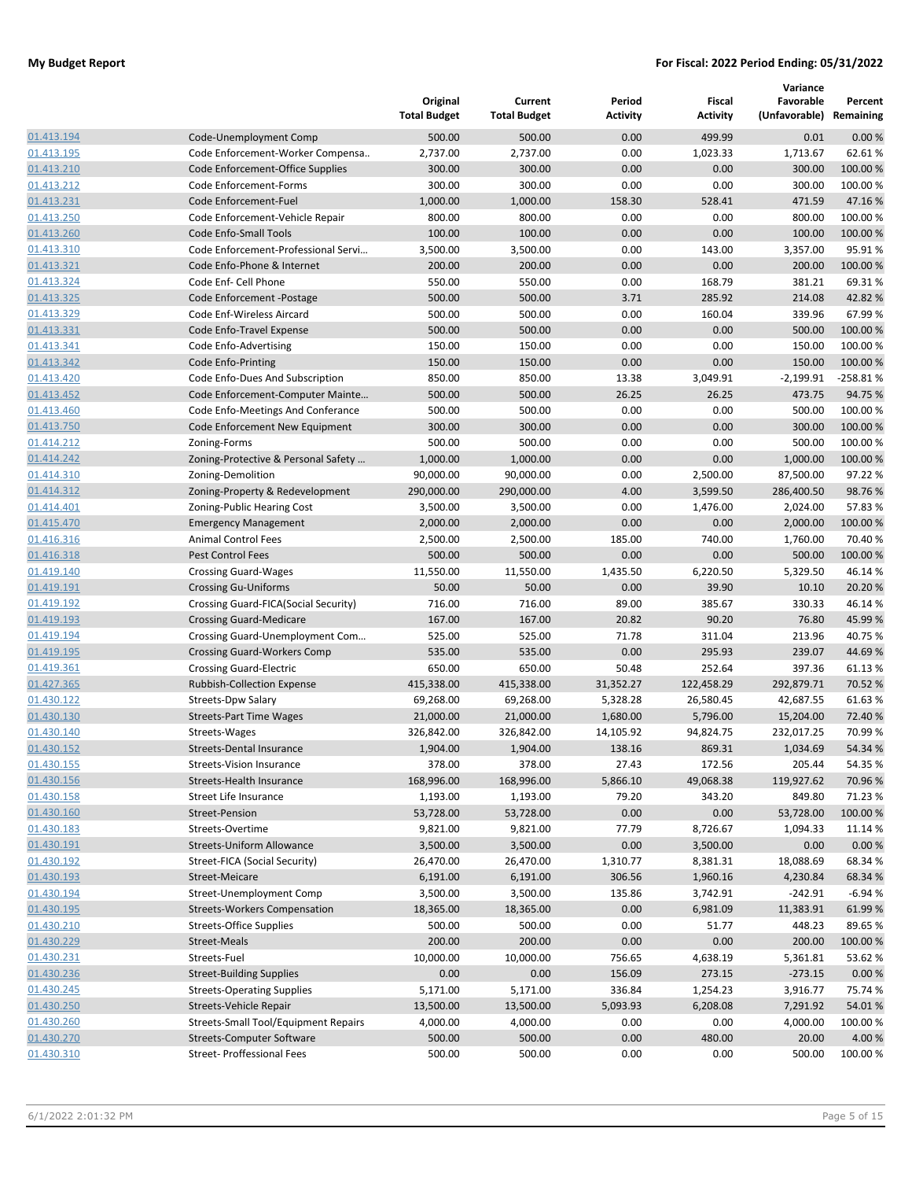| | | Original Total Budget | Current Total Budget | Period Activity | Fiscal Activity | Variance Favorable (Unfavorable) | Percent Remaining |
|---|---|---|---|---|---|---|---|
| 01.413.194 | Code-Unemployment Comp | 500.00 | 500.00 | 0.00 | 499.99 | 0.01 | 0.00 % |
| 01.413.195 | Code Enforcement-Worker Compensa.. | 2,737.00 | 2,737.00 | 0.00 | 1,023.33 | 1,713.67 | 62.61 % |
| 01.413.210 | Code Enforcement-Office Supplies | 300.00 | 300.00 | 0.00 | 0.00 | 300.00 | 100.00 % |
| 01.413.212 | Code Enforcement-Forms | 300.00 | 300.00 | 0.00 | 0.00 | 300.00 | 100.00 % |
| 01.413.231 | Code Enforcement-Fuel | 1,000.00 | 1,000.00 | 158.30 | 528.41 | 471.59 | 47.16 % |
| 01.413.250 | Code Enforcement-Vehicle Repair | 800.00 | 800.00 | 0.00 | 0.00 | 800.00 | 100.00 % |
| 01.413.260 | Code Enfo-Small Tools | 100.00 | 100.00 | 0.00 | 0.00 | 100.00 | 100.00 % |
| 01.413.310 | Code Enforcement-Professional Servi… | 3,500.00 | 3,500.00 | 0.00 | 143.00 | 3,357.00 | 95.91 % |
| 01.413.321 | Code Enfo-Phone & Internet | 200.00 | 200.00 | 0.00 | 0.00 | 200.00 | 100.00 % |
| 01.413.324 | Code Enf- Cell Phone | 550.00 | 550.00 | 0.00 | 168.79 | 381.21 | 69.31 % |
| 01.413.325 | Code Enforcement -Postage | 500.00 | 500.00 | 3.71 | 285.92 | 214.08 | 42.82 % |
| 01.413.329 | Code Enf-Wireless Aircard | 500.00 | 500.00 | 0.00 | 160.04 | 339.96 | 67.99 % |
| 01.413.331 | Code Enfo-Travel Expense | 500.00 | 500.00 | 0.00 | 0.00 | 500.00 | 100.00 % |
| 01.413.341 | Code Enfo-Advertising | 150.00 | 150.00 | 0.00 | 0.00 | 150.00 | 100.00 % |
| 01.413.342 | Code Enfo-Printing | 150.00 | 150.00 | 0.00 | 0.00 | 150.00 | 100.00 % |
| 01.413.420 | Code Enfo-Dues And Subscription | 850.00 | 850.00 | 13.38 | 3,049.91 | -2,199.91 | -258.81 % |
| 01.413.452 | Code Enforcement-Computer Mainte… | 500.00 | 500.00 | 26.25 | 26.25 | 473.75 | 94.75 % |
| 01.413.460 | Code Enfo-Meetings And Conferance | 500.00 | 500.00 | 0.00 | 0.00 | 500.00 | 100.00 % |
| 01.413.750 | Code Enforcement New Equipment | 300.00 | 300.00 | 0.00 | 0.00 | 300.00 | 100.00 % |
| 01.414.212 | Zoning-Forms | 500.00 | 500.00 | 0.00 | 0.00 | 500.00 | 100.00 % |
| 01.414.242 | Zoning-Protective & Personal Safety … | 1,000.00 | 1,000.00 | 0.00 | 0.00 | 1,000.00 | 100.00 % |
| 01.414.310 | Zoning-Demolition | 90,000.00 | 90,000.00 | 0.00 | 2,500.00 | 87,500.00 | 97.22 % |
| 01.414.312 | Zoning-Property & Redevelopment | 290,000.00 | 290,000.00 | 4.00 | 3,599.50 | 286,400.50 | 98.76 % |
| 01.414.401 | Zoning-Public Hearing Cost | 3,500.00 | 3,500.00 | 0.00 | 1,476.00 | 2,024.00 | 57.83 % |
| 01.415.470 | Emergency Management | 2,000.00 | 2,000.00 | 0.00 | 0.00 | 2,000.00 | 100.00 % |
| 01.416.316 | Animal Control Fees | 2,500.00 | 2,500.00 | 185.00 | 740.00 | 1,760.00 | 70.40 % |
| 01.416.318 | Pest Control Fees | 500.00 | 500.00 | 0.00 | 0.00 | 500.00 | 100.00 % |
| 01.419.140 | Crossing Guard-Wages | 11,550.00 | 11,550.00 | 1,435.50 | 6,220.50 | 5,329.50 | 46.14 % |
| 01.419.191 | Crossing Gu-Uniforms | 50.00 | 50.00 | 0.00 | 39.90 | 10.10 | 20.20 % |
| 01.419.192 | Crossing Guard-FICA(Social Security) | 716.00 | 716.00 | 89.00 | 385.67 | 330.33 | 46.14 % |
| 01.419.193 | Crossing Guard-Medicare | 167.00 | 167.00 | 20.82 | 90.20 | 76.80 | 45.99 % |
| 01.419.194 | Crossing Guard-Unemployment Com… | 525.00 | 525.00 | 71.78 | 311.04 | 213.96 | 40.75 % |
| 01.419.195 | Crossing Guard-Workers Comp | 535.00 | 535.00 | 0.00 | 295.93 | 239.07 | 44.69 % |
| 01.419.361 | Crossing Guard-Electric | 650.00 | 650.00 | 50.48 | 252.64 | 397.36 | 61.13 % |
| 01.427.365 | Rubbish-Collection Expense | 415,338.00 | 415,338.00 | 31,352.27 | 122,458.29 | 292,879.71 | 70.52 % |
| 01.430.122 | Streets-Dpw Salary | 69,268.00 | 69,268.00 | 5,328.28 | 26,580.45 | 42,687.55 | 61.63 % |
| 01.430.130 | Streets-Part Time Wages | 21,000.00 | 21,000.00 | 1,680.00 | 5,796.00 | 15,204.00 | 72.40 % |
| 01.430.140 | Streets-Wages | 326,842.00 | 326,842.00 | 14,105.92 | 94,824.75 | 232,017.25 | 70.99 % |
| 01.430.152 | Streets-Dental Insurance | 1,904.00 | 1,904.00 | 138.16 | 869.31 | 1,034.69 | 54.34 % |
| 01.430.155 | Streets-Vision Insurance | 378.00 | 378.00 | 27.43 | 172.56 | 205.44 | 54.35 % |
| 01.430.156 | Streets-Health Insurance | 168,996.00 | 168,996.00 | 5,866.10 | 49,068.38 | 119,927.62 | 70.96 % |
| 01.430.158 | Street Life Insurance | 1,193.00 | 1,193.00 | 79.20 | 343.20 | 849.80 | 71.23 % |
| 01.430.160 | Street-Pension | 53,728.00 | 53,728.00 | 0.00 | 0.00 | 53,728.00 | 100.00 % |
| 01.430.183 | Streets-Overtime | 9,821.00 | 9,821.00 | 77.79 | 8,726.67 | 1,094.33 | 11.14 % |
| 01.430.191 | Streets-Uniform Allowance | 3,500.00 | 3,500.00 | 0.00 | 3,500.00 | 0.00 | 0.00 % |
| 01.430.192 | Street-FICA (Social Security) | 26,470.00 | 26,470.00 | 1,310.77 | 8,381.31 | 18,088.69 | 68.34 % |
| 01.430.193 | Street-Meicare | 6,191.00 | 6,191.00 | 306.56 | 1,960.16 | 4,230.84 | 68.34 % |
| 01.430.194 | Street-Unemployment Comp | 3,500.00 | 3,500.00 | 135.86 | 3,742.91 | -242.91 | -6.94 % |
| 01.430.195 | Streets-Workers Compensation | 18,365.00 | 18,365.00 | 0.00 | 6,981.09 | 11,383.91 | 61.99 % |
| 01.430.210 | Streets-Office Supplies | 500.00 | 500.00 | 0.00 | 51.77 | 448.23 | 89.65 % |
| 01.430.229 | Street-Meals | 200.00 | 200.00 | 0.00 | 0.00 | 200.00 | 100.00 % |
| 01.430.231 | Streets-Fuel | 10,000.00 | 10,000.00 | 756.65 | 4,638.19 | 5,361.81 | 53.62 % |
| 01.430.236 | Street-Building Supplies | 0.00 | 0.00 | 156.09 | 273.15 | -273.15 | 0.00 % |
| 01.430.245 | Streets-Operating Supplies | 5,171.00 | 5,171.00 | 336.84 | 1,254.23 | 3,916.77 | 75.74 % |
| 01.430.250 | Streets-Vehicle Repair | 13,500.00 | 13,500.00 | 5,093.93 | 6,208.08 | 7,291.92 | 54.01 % |
| 01.430.260 | Streets-Small Tool/Equipment Repairs | 4,000.00 | 4,000.00 | 0.00 | 0.00 | 4,000.00 | 100.00 % |
| 01.430.270 | Streets-Computer Software | 500.00 | 500.00 | 0.00 | 480.00 | 20.00 | 4.00 % |
| 01.430.310 | Street- Proffessional Fees | 500.00 | 500.00 | 0.00 | 0.00 | 500.00 | 100.00 % |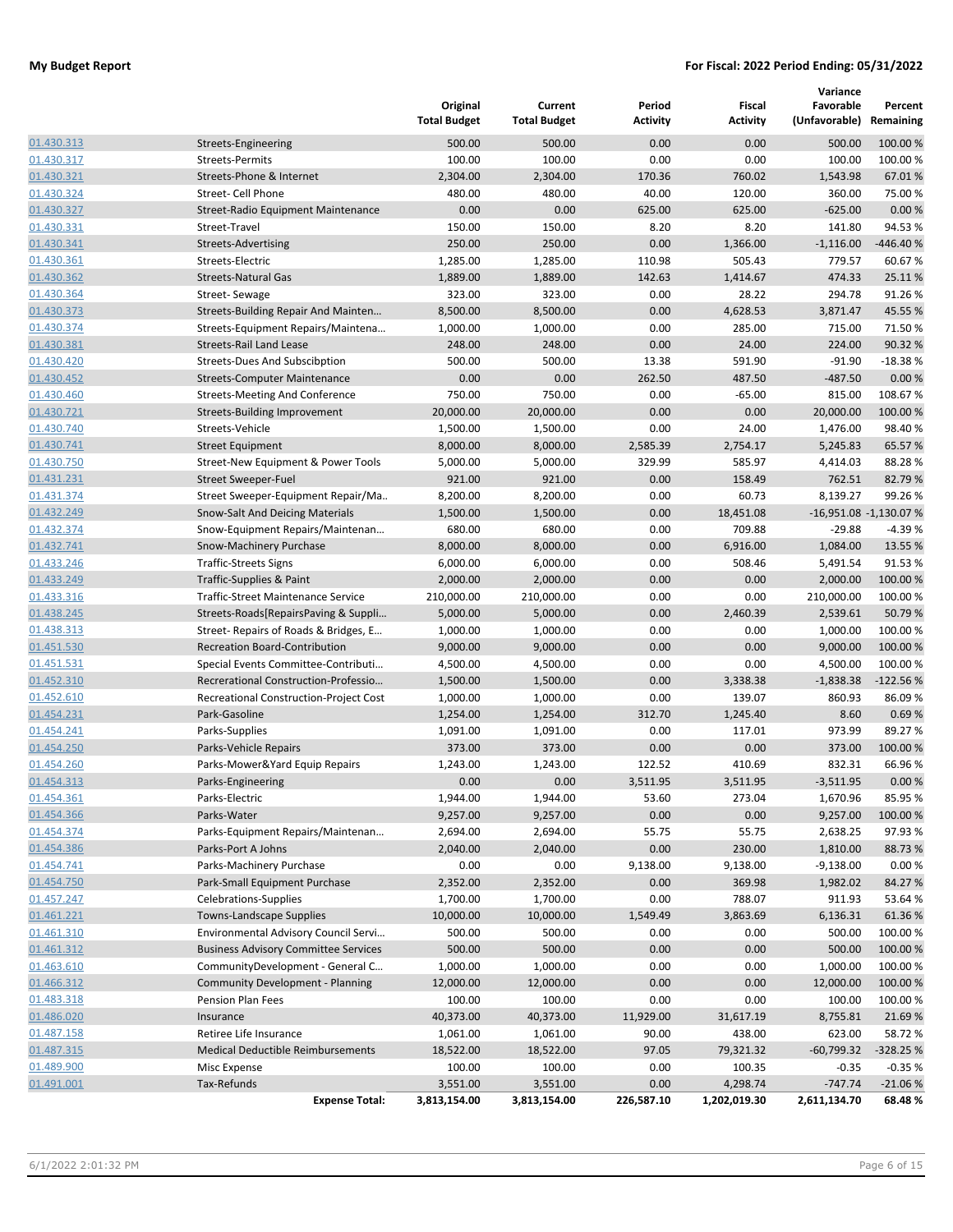**My Budget Report** | **For Fiscal: 2022 Period Ending: 05/31/2022**

| | | Original Total Budget | Current Total Budget | Period Activity | Fiscal Activity | Variance Favorable (Unfavorable) | Percent Remaining |
|---|---|---|---|---|---|---|---|
| 01.430.313 | Streets-Engineering | 500.00 | 500.00 | 0.00 | 0.00 | 500.00 | 100.00 % |
| 01.430.317 | Streets-Permits | 100.00 | 100.00 | 0.00 | 0.00 | 100.00 | 100.00 % |
| 01.430.321 | Streets-Phone & Internet | 2,304.00 | 2,304.00 | 170.36 | 760.02 | 1,543.98 | 67.01 % |
| 01.430.324 | Street- Cell Phone | 480.00 | 480.00 | 40.00 | 120.00 | 360.00 | 75.00 % |
| 01.430.327 | Street-Radio Equipment Maintenance | 0.00 | 0.00 | 625.00 | 625.00 | -625.00 | 0.00 % |
| 01.430.331 | Street-Travel | 150.00 | 150.00 | 8.20 | 8.20 | 141.80 | 94.53 % |
| 01.430.341 | Streets-Advertising | 250.00 | 250.00 | 0.00 | 1,366.00 | -1,116.00 | -446.40 % |
| 01.430.361 | Streets-Electric | 1,285.00 | 1,285.00 | 110.98 | 505.43 | 779.57 | 60.67 % |
| 01.430.362 | Streets-Natural Gas | 1,889.00 | 1,889.00 | 142.63 | 1,414.67 | 474.33 | 25.11 % |
| 01.430.364 | Street- Sewage | 323.00 | 323.00 | 0.00 | 28.22 | 294.78 | 91.26 % |
| 01.430.373 | Streets-Building Repair And Mainten… | 8,500.00 | 8,500.00 | 0.00 | 4,628.53 | 3,871.47 | 45.55 % |
| 01.430.374 | Streets-Equipment Repairs/Maintena… | 1,000.00 | 1,000.00 | 0.00 | 285.00 | 715.00 | 71.50 % |
| 01.430.381 | Streets-Rail Land Lease | 248.00 | 248.00 | 0.00 | 24.00 | 224.00 | 90.32 % |
| 01.430.420 | Streets-Dues And Subscibption | 500.00 | 500.00 | 13.38 | 591.90 | -91.90 | -18.38 % |
| 01.430.452 | Streets-Computer Maintenance | 0.00 | 0.00 | 262.50 | 487.50 | -487.50 | 0.00 % |
| 01.430.460 | Streets-Meeting And Conference | 750.00 | 750.00 | 0.00 | -65.00 | 815.00 | 108.67 % |
| 01.430.721 | Streets-Building Improvement | 20,000.00 | 20,000.00 | 0.00 | 0.00 | 20,000.00 | 100.00 % |
| 01.430.740 | Streets-Vehicle | 1,500.00 | 1,500.00 | 0.00 | 24.00 | 1,476.00 | 98.40 % |
| 01.430.741 | Street Equipment | 8,000.00 | 8,000.00 | 2,585.39 | 2,754.17 | 5,245.83 | 65.57 % |
| 01.430.750 | Street-New Equipment & Power Tools | 5,000.00 | 5,000.00 | 329.99 | 585.97 | 4,414.03 | 88.28 % |
| 01.431.231 | Street Sweeper-Fuel | 921.00 | 921.00 | 0.00 | 158.49 | 762.51 | 82.79 % |
| 01.431.374 | Street Sweeper-Equipment Repair/Ma.. | 8,200.00 | 8,200.00 | 0.00 | 60.73 | 8,139.27 | 99.26 % |
| 01.432.249 | Snow-Salt And Deicing Materials | 1,500.00 | 1,500.00 | 0.00 | 18,451.08 | -16,951.08 | -1,130.07 % |
| 01.432.374 | Snow-Equipment Repairs/Maintenan… | 680.00 | 680.00 | 0.00 | 709.88 | -29.88 | -4.39 % |
| 01.432.741 | Snow-Machinery Purchase | 8,000.00 | 8,000.00 | 0.00 | 6,916.00 | 1,084.00 | 13.55 % |
| 01.433.246 | Traffic-Streets Signs | 6,000.00 | 6,000.00 | 0.00 | 508.46 | 5,491.54 | 91.53 % |
| 01.433.249 | Traffic-Supplies & Paint | 2,000.00 | 2,000.00 | 0.00 | 0.00 | 2,000.00 | 100.00 % |
| 01.433.316 | Traffic-Street Maintenance Service | 210,000.00 | 210,000.00 | 0.00 | 0.00 | 210,000.00 | 100.00 % |
| 01.438.245 | Streets-Roads[RepairsPaving & Suppli… | 5,000.00 | 5,000.00 | 0.00 | 2,460.39 | 2,539.61 | 50.79 % |
| 01.438.313 | Street- Repairs of Roads & Bridges, E… | 1,000.00 | 1,000.00 | 0.00 | 0.00 | 1,000.00 | 100.00 % |
| 01.451.530 | Recreation Board-Contribution | 9,000.00 | 9,000.00 | 0.00 | 0.00 | 9,000.00 | 100.00 % |
| 01.451.531 | Special Events Committee-Contributi… | 4,500.00 | 4,500.00 | 0.00 | 0.00 | 4,500.00 | 100.00 % |
| 01.452.310 | Recreational Construction-Professio… | 1,500.00 | 1,500.00 | 0.00 | 3,338.38 | -1,838.38 | -122.56 % |
| 01.452.610 | Recreational Construction-Project Cost | 1,000.00 | 1,000.00 | 0.00 | 139.07 | 860.93 | 86.09 % |
| 01.454.231 | Park-Gasoline | 1,254.00 | 1,254.00 | 312.70 | 1,245.40 | 8.60 | 0.69 % |
| 01.454.241 | Parks-Supplies | 1,091.00 | 1,091.00 | 0.00 | 117.01 | 973.99 | 89.27 % |
| 01.454.250 | Parks-Vehicle Repairs | 373.00 | 373.00 | 0.00 | 0.00 | 373.00 | 100.00 % |
| 01.454.260 | Parks-Mower&Yard Equip Repairs | 1,243.00 | 1,243.00 | 122.52 | 410.69 | 832.31 | 66.96 % |
| 01.454.313 | Parks-Engineering | 0.00 | 0.00 | 3,511.95 | 3,511.95 | -3,511.95 | 0.00 % |
| 01.454.361 | Parks-Electric | 1,944.00 | 1,944.00 | 53.60 | 273.04 | 1,670.96 | 85.95 % |
| 01.454.366 | Parks-Water | 9,257.00 | 9,257.00 | 0.00 | 0.00 | 9,257.00 | 100.00 % |
| 01.454.374 | Parks-Equipment Repairs/Maintenan… | 2,694.00 | 2,694.00 | 55.75 | 55.75 | 2,638.25 | 97.93 % |
| 01.454.386 | Parks-Port A Johns | 2,040.00 | 2,040.00 | 0.00 | 230.00 | 1,810.00 | 88.73 % |
| 01.454.741 | Parks-Machinery Purchase | 0.00 | 0.00 | 9,138.00 | 9,138.00 | -9,138.00 | 0.00 % |
| 01.454.750 | Park-Small Equipment Purchase | 2,352.00 | 2,352.00 | 0.00 | 369.98 | 1,982.02 | 84.27 % |
| 01.457.247 | Celebrations-Supplies | 1,700.00 | 1,700.00 | 0.00 | 788.07 | 911.93 | 53.64 % |
| 01.461.221 | Towns-Landscape Supplies | 10,000.00 | 10,000.00 | 1,549.49 | 3,863.69 | 6,136.31 | 61.36 % |
| 01.461.310 | Environmental Advisory Council Servi… | 500.00 | 500.00 | 0.00 | 0.00 | 500.00 | 100.00 % |
| 01.461.312 | Business Advisory Committee Services | 500.00 | 500.00 | 0.00 | 0.00 | 500.00 | 100.00 % |
| 01.463.610 | CommunityDevelopment - General C… | 1,000.00 | 1,000.00 | 0.00 | 0.00 | 1,000.00 | 100.00 % |
| 01.466.312 | Community Development - Planning | 12,000.00 | 12,000.00 | 0.00 | 0.00 | 12,000.00 | 100.00 % |
| 01.483.318 | Pension Plan Fees | 100.00 | 100.00 | 0.00 | 0.00 | 100.00 | 100.00 % |
| 01.486.020 | Insurance | 40,373.00 | 40,373.00 | 11,929.00 | 31,617.19 | 8,755.81 | 21.69 % |
| 01.487.158 | Retiree Life Insurance | 1,061.00 | 1,061.00 | 90.00 | 438.00 | 623.00 | 58.72 % |
| 01.487.315 | Medical Deductible Reimbursements | 18,522.00 | 18,522.00 | 97.05 | 79,321.32 | -60,799.32 | -328.25 % |
| 01.489.900 | Misc Expense | 100.00 | 100.00 | 0.00 | 100.35 | -0.35 | -0.35 % |
| 01.491.001 | Tax-Refunds | 3,551.00 | 3,551.00 | 0.00 | 4,298.74 | -747.74 | -21.06 % |
| | **Expense Total:** | **3,813,154.00** | **3,813,154.00** | **226,587.10** | **1,202,019.30** | **2,611,134.70** | **68.48 %** |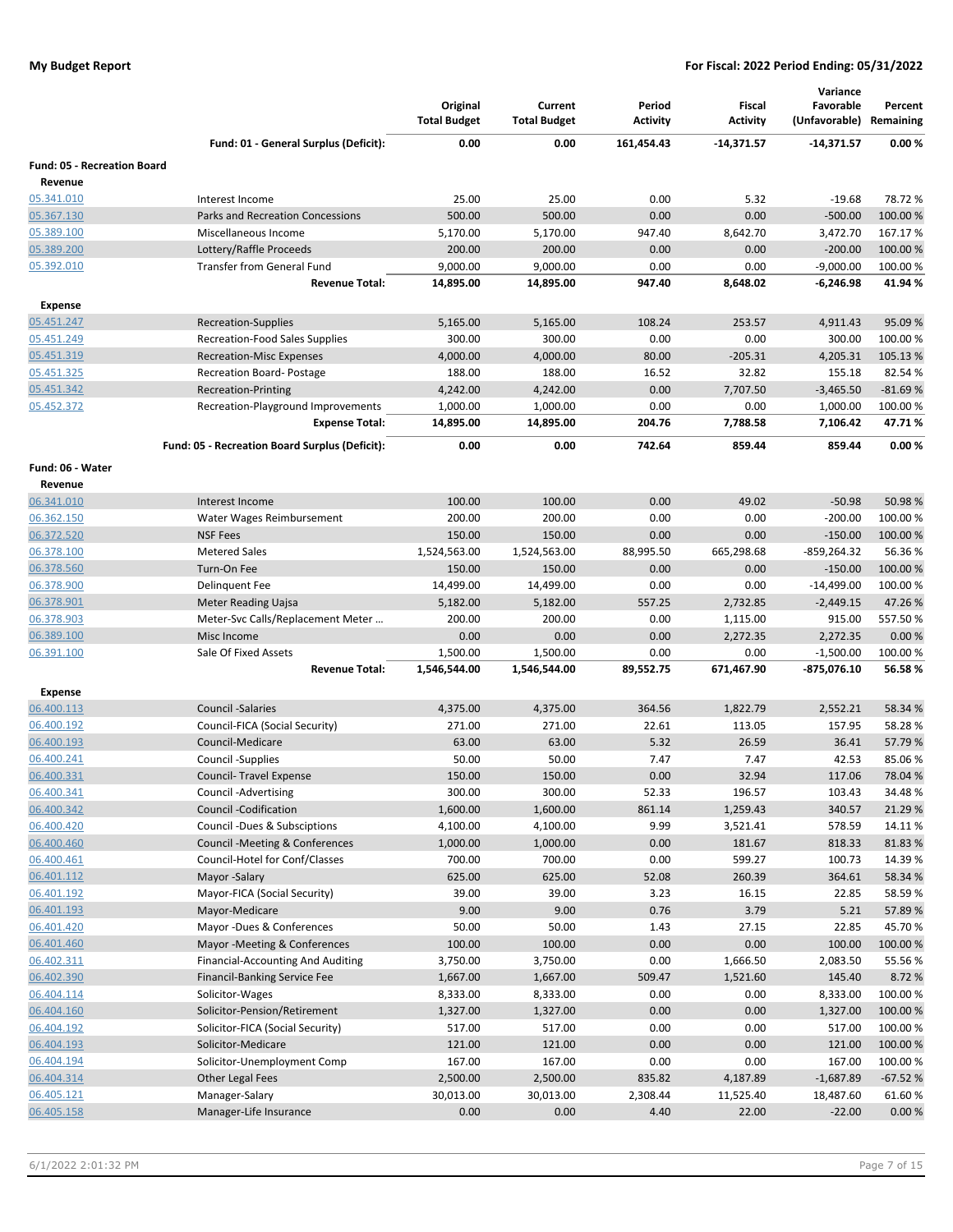| | | Original Total Budget | Current Total Budget | Period Activity | Fiscal Activity | Variance Favorable (Unfavorable) | Percent Remaining |
|---|---|---|---|---|---|---|---|
| | **Fund: 01 - General Surplus (Deficit):** | **0.00** | **0.00** | **161,454.43** | **-14,371.57** | **-14,371.57** | **0.00 %** |
| **Fund: 05 - Recreation Board** | | | | | | | |
| **Revenue** | | | | | | | |
| 05.341.010 | Interest Income | 25.00 | 25.00 | 0.00 | 5.32 | -19.68 | 78.72 % |
| 05.367.130 | Parks and Recreation Concessions | 500.00 | 500.00 | 0.00 | 0.00 | -500.00 | 100.00 % |
| 05.389.100 | Miscellaneous Income | 5,170.00 | 5,170.00 | 947.40 | 8,642.70 | 3,472.70 | 167.17 % |
| 05.389.200 | Lottery/Raffle Proceeds | 200.00 | 200.00 | 0.00 | 0.00 | -200.00 | 100.00 % |
| 05.392.010 | Transfer from General Fund | 9,000.00 | 9,000.00 | 0.00 | 0.00 | -9,000.00 | 100.00 % |
| | **Revenue Total:** | **14,895.00** | **14,895.00** | **947.40** | **8,648.02** | **-6,246.98** | **41.94 %** |
| **Expense** | | | | | | | |
| 05.451.247 | Recreation-Supplies | 5,165.00 | 5,165.00 | 108.24 | 253.57 | 4,911.43 | 95.09 % |
| 05.451.249 | Recreation-Food Sales Supplies | 300.00 | 300.00 | 0.00 | 0.00 | 300.00 | 100.00 % |
| 05.451.319 | Recreation-Misc Expenses | 4,000.00 | 4,000.00 | 80.00 | -205.31 | 4,205.31 | 105.13 % |
| 05.451.325 | Recreation Board- Postage | 188.00 | 188.00 | 16.52 | 32.82 | 155.18 | 82.54 % |
| 05.451.342 | Recreation-Printing | 4,242.00 | 4,242.00 | 0.00 | 7,707.50 | -3,465.50 | -81.69 % |
| 05.452.372 | Recreation-Playground Improvements | 1,000.00 | 1,000.00 | 0.00 | 0.00 | 1,000.00 | 100.00 % |
| | **Expense Total:** | **14,895.00** | **14,895.00** | **204.76** | **7,788.58** | **7,106.42** | **47.71 %** |
| | **Fund: 05 - Recreation Board Surplus (Deficit):** | **0.00** | **0.00** | **742.64** | **859.44** | **859.44** | **0.00 %** |
| **Fund: 06 - Water** | | | | | | | |
| **Revenue** | | | | | | | |
| 06.341.010 | Interest Income | 100.00 | 100.00 | 0.00 | 49.02 | -50.98 | 50.98 % |
| 06.362.150 | Water Wages Reimbursement | 200.00 | 200.00 | 0.00 | 0.00 | -200.00 | 100.00 % |
| 06.372.520 | NSF Fees | 150.00 | 150.00 | 0.00 | 0.00 | -150.00 | 100.00 % |
| 06.378.100 | Metered Sales | 1,524,563.00 | 1,524,563.00 | 88,995.50 | 665,298.68 | -859,264.32 | 56.36 % |
| 06.378.560 | Turn-On Fee | 150.00 | 150.00 | 0.00 | 0.00 | -150.00 | 100.00 % |
| 06.378.900 | Delinquent Fee | 14,499.00 | 14,499.00 | 0.00 | 0.00 | -14,499.00 | 100.00 % |
| 06.378.901 | Meter Reading Uajsa | 5,182.00 | 5,182.00 | 557.25 | 2,732.85 | -2,449.15 | 47.26 % |
| 06.378.903 | Meter-Svc Calls/Replacement Meter … | 200.00 | 200.00 | 0.00 | 1,115.00 | 915.00 | 557.50 % |
| 06.389.100 | Misc Income | 0.00 | 0.00 | 0.00 | 2,272.35 | 2,272.35 | 0.00 % |
| 06.391.100 | Sale Of Fixed Assets | 1,500.00 | 1,500.00 | 0.00 | 0.00 | -1,500.00 | 100.00 % |
| | **Revenue Total:** | **1,546,544.00** | **1,546,544.00** | **89,552.75** | **671,467.90** | **-875,076.10** | **56.58 %** |
| **Expense** | | | | | | | |
| 06.400.113 | Council -Salaries | 4,375.00 | 4,375.00 | 364.56 | 1,822.79 | 2,552.21 | 58.34 % |
| 06.400.192 | Council-FICA (Social Security) | 271.00 | 271.00 | 22.61 | 113.05 | 157.95 | 58.28 % |
| 06.400.193 | Council-Medicare | 63.00 | 63.00 | 5.32 | 26.59 | 36.41 | 57.79 % |
| 06.400.241 | Council -Supplies | 50.00 | 50.00 | 7.47 | 7.47 | 42.53 | 85.06 % |
| 06.400.331 | Council- Travel Expense | 150.00 | 150.00 | 0.00 | 32.94 | 117.06 | 78.04 % |
| 06.400.341 | Council -Advertising | 300.00 | 300.00 | 52.33 | 196.57 | 103.43 | 34.48 % |
| 06.400.342 | Council -Codification | 1,600.00 | 1,600.00 | 861.14 | 1,259.43 | 340.57 | 21.29 % |
| 06.400.420 | Council -Dues & Subsciptions | 4,100.00 | 4,100.00 | 9.99 | 3,521.41 | 578.59 | 14.11 % |
| 06.400.460 | Council -Meeting & Conferences | 1,000.00 | 1,000.00 | 0.00 | 181.67 | 818.33 | 81.83 % |
| 06.400.461 | Council-Hotel for Conf/Classes | 700.00 | 700.00 | 0.00 | 599.27 | 100.73 | 14.39 % |
| 06.401.112 | Mayor -Salary | 625.00 | 625.00 | 52.08 | 260.39 | 364.61 | 58.34 % |
| 06.401.192 | Mayor-FICA (Social Security) | 39.00 | 39.00 | 3.23 | 16.15 | 22.85 | 58.59 % |
| 06.401.193 | Mayor-Medicare | 9.00 | 9.00 | 0.76 | 3.79 | 5.21 | 57.89 % |
| 06.401.420 | Mayor -Dues & Conferences | 50.00 | 50.00 | 1.43 | 27.15 | 22.85 | 45.70 % |
| 06.401.460 | Mayor -Meeting & Conferences | 100.00 | 100.00 | 0.00 | 0.00 | 100.00 | 100.00 % |
| 06.402.311 | Financial-Accounting And Auditing | 3,750.00 | 3,750.00 | 0.00 | 1,666.50 | 2,083.50 | 55.56 % |
| 06.402.390 | Financil-Banking Service Fee | 1,667.00 | 1,667.00 | 509.47 | 1,521.60 | 145.40 | 8.72 % |
| 06.404.114 | Solicitor-Wages | 8,333.00 | 8,333.00 | 0.00 | 0.00 | 8,333.00 | 100.00 % |
| 06.404.160 | Solicitor-Pension/Retirement | 1,327.00 | 1,327.00 | 0.00 | 0.00 | 1,327.00 | 100.00 % |
| 06.404.192 | Solicitor-FICA (Social Security) | 517.00 | 517.00 | 0.00 | 0.00 | 517.00 | 100.00 % |
| 06.404.193 | Solicitor-Medicare | 121.00 | 121.00 | 0.00 | 0.00 | 121.00 | 100.00 % |
| 06.404.194 | Solicitor-Unemployment Comp | 167.00 | 167.00 | 0.00 | 0.00 | 167.00 | 100.00 % |
| 06.404.314 | Other Legal Fees | 2,500.00 | 2,500.00 | 835.82 | 4,187.89 | -1,687.89 | -67.52 % |
| 06.405.121 | Manager-Salary | 30,013.00 | 30,013.00 | 2,308.44 | 11,525.40 | 18,487.60 | 61.60 % |
| 06.405.158 | Manager-Life Insurance | 0.00 | 0.00 | 4.40 | 22.00 | -22.00 | 0.00 % |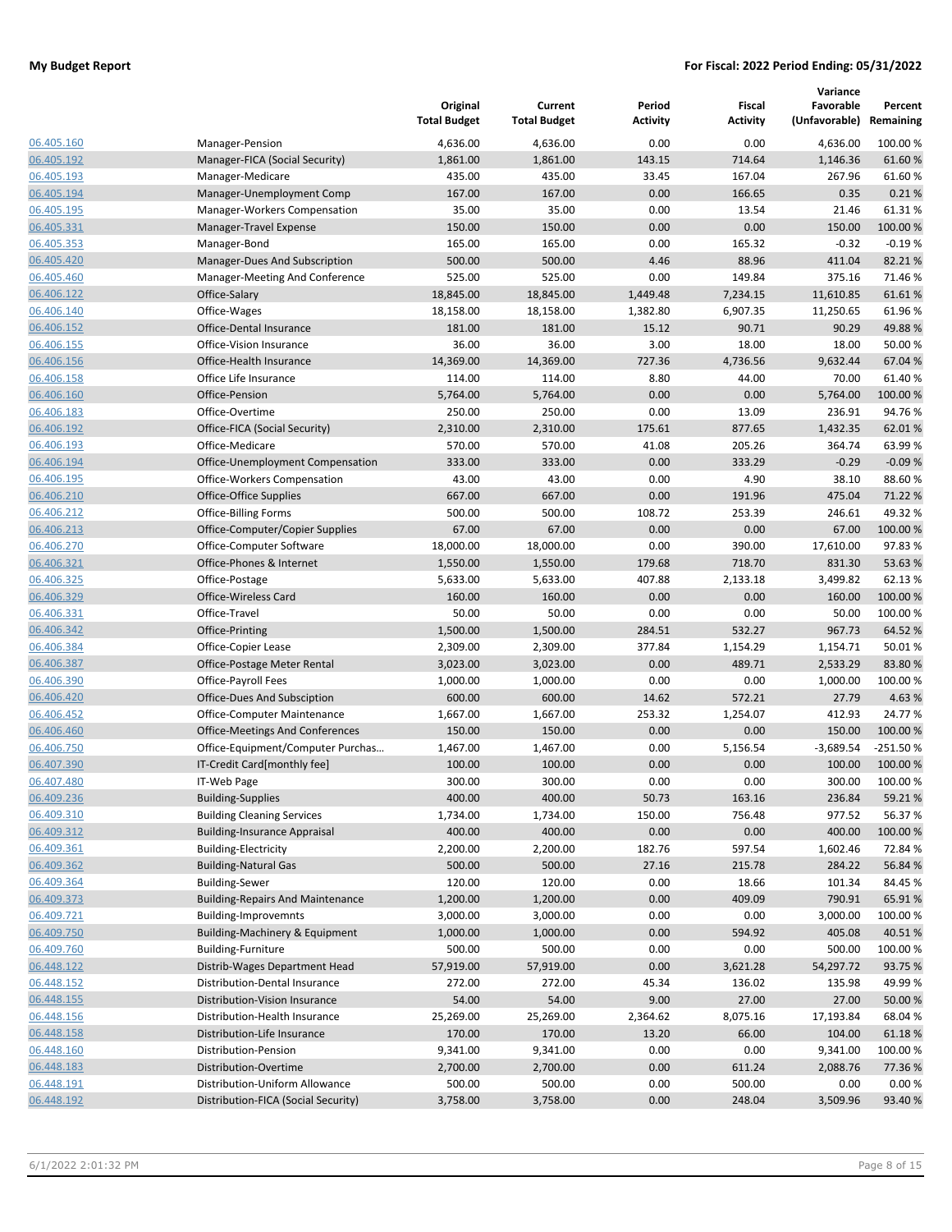| | | Original Total Budget | Current Total Budget | Period Activity | Fiscal Activity | Variance Favorable (Unfavorable) | Percent Remaining |
|---|---|---|---|---|---|---|---|
| 06.405.160 | Manager-Pension | 4,636.00 | 4,636.00 | 0.00 | 0.00 | 4,636.00 | 100.00 % |
| 06.405.192 | Manager-FICA (Social Security) | 1,861.00 | 1,861.00 | 143.15 | 714.64 | 1,146.36 | 61.60 % |
| 06.405.193 | Manager-Medicare | 435.00 | 435.00 | 33.45 | 167.04 | 267.96 | 61.60 % |
| 06.405.194 | Manager-Unemployment Comp | 167.00 | 167.00 | 0.00 | 166.65 | 0.35 | 0.21 % |
| 06.405.195 | Manager-Workers Compensation | 35.00 | 35.00 | 0.00 | 13.54 | 21.46 | 61.31 % |
| 06.405.331 | Manager-Travel Expense | 150.00 | 150.00 | 0.00 | 0.00 | 150.00 | 100.00 % |
| 06.405.353 | Manager-Bond | 165.00 | 165.00 | 0.00 | 165.32 | -0.32 | -0.19 % |
| 06.405.420 | Manager-Dues And Subscription | 500.00 | 500.00 | 4.46 | 88.96 | 411.04 | 82.21 % |
| 06.405.460 | Manager-Meeting And Conference | 525.00 | 525.00 | 0.00 | 149.84 | 375.16 | 71.46 % |
| 06.406.122 | Office-Salary | 18,845.00 | 18,845.00 | 1,449.48 | 7,234.15 | 11,610.85 | 61.61 % |
| 06.406.140 | Office-Wages | 18,158.00 | 18,158.00 | 1,382.80 | 6,907.35 | 11,250.65 | 61.96 % |
| 06.406.152 | Office-Dental Insurance | 181.00 | 181.00 | 15.12 | 90.71 | 90.29 | 49.88 % |
| 06.406.155 | Office-Vision Insurance | 36.00 | 36.00 | 3.00 | 18.00 | 18.00 | 50.00 % |
| 06.406.156 | Office-Health Insurance | 14,369.00 | 14,369.00 | 727.36 | 4,736.56 | 9,632.44 | 67.04 % |
| 06.406.158 | Office Life Insurance | 114.00 | 114.00 | 8.80 | 44.00 | 70.00 | 61.40 % |
| 06.406.160 | Office-Pension | 5,764.00 | 5,764.00 | 0.00 | 0.00 | 5,764.00 | 100.00 % |
| 06.406.183 | Office-Overtime | 250.00 | 250.00 | 0.00 | 13.09 | 236.91 | 94.76 % |
| 06.406.192 | Office-FICA (Social Security) | 2,310.00 | 2,310.00 | 175.61 | 877.65 | 1,432.35 | 62.01 % |
| 06.406.193 | Office-Medicare | 570.00 | 570.00 | 41.08 | 205.26 | 364.74 | 63.99 % |
| 06.406.194 | Office-Unemployment Compensation | 333.00 | 333.00 | 0.00 | 333.29 | -0.29 | -0.09 % |
| 06.406.195 | Office-Workers Compensation | 43.00 | 43.00 | 0.00 | 4.90 | 38.10 | 88.60 % |
| 06.406.210 | Office-Office Supplies | 667.00 | 667.00 | 0.00 | 191.96 | 475.04 | 71.22 % |
| 06.406.212 | Office-Billing Forms | 500.00 | 500.00 | 108.72 | 253.39 | 246.61 | 49.32 % |
| 06.406.213 | Office-Computer/Copier Supplies | 67.00 | 67.00 | 0.00 | 0.00 | 67.00 | 100.00 % |
| 06.406.270 | Office-Computer Software | 18,000.00 | 18,000.00 | 0.00 | 390.00 | 17,610.00 | 97.83 % |
| 06.406.321 | Office-Phones & Internet | 1,550.00 | 1,550.00 | 179.68 | 718.70 | 831.30 | 53.63 % |
| 06.406.325 | Office-Postage | 5,633.00 | 5,633.00 | 407.88 | 2,133.18 | 3,499.82 | 62.13 % |
| 06.406.329 | Office-Wireless Card | 160.00 | 160.00 | 0.00 | 0.00 | 160.00 | 100.00 % |
| 06.406.331 | Office-Travel | 50.00 | 50.00 | 0.00 | 0.00 | 50.00 | 100.00 % |
| 06.406.342 | Office-Printing | 1,500.00 | 1,500.00 | 284.51 | 532.27 | 967.73 | 64.52 % |
| 06.406.384 | Office-Copier Lease | 2,309.00 | 2,309.00 | 377.84 | 1,154.29 | 1,154.71 | 50.01 % |
| 06.406.387 | Office-Postage Meter Rental | 3,023.00 | 3,023.00 | 0.00 | 489.71 | 2,533.29 | 83.80 % |
| 06.406.390 | Office-Payroll Fees | 1,000.00 | 1,000.00 | 0.00 | 0.00 | 1,000.00 | 100.00 % |
| 06.406.420 | Office-Dues And Subsciption | 600.00 | 600.00 | 14.62 | 572.21 | 27.79 | 4.63 % |
| 06.406.452 | Office-Computer Maintenance | 1,667.00 | 1,667.00 | 253.32 | 1,254.07 | 412.93 | 24.77 % |
| 06.406.460 | Office-Meetings And Conferences | 150.00 | 150.00 | 0.00 | 0.00 | 150.00 | 100.00 % |
| 06.406.750 | Office-Equipment/Computer Purchas... | 1,467.00 | 1,467.00 | 0.00 | 5,156.54 | -3,689.54 | -251.50 % |
| 06.407.390 | IT-Credit Card[monthly fee] | 100.00 | 100.00 | 0.00 | 0.00 | 100.00 | 100.00 % |
| 06.407.480 | IT-Web Page | 300.00 | 300.00 | 0.00 | 0.00 | 300.00 | 100.00 % |
| 06.409.236 | Building-Supplies | 400.00 | 400.00 | 50.73 | 163.16 | 236.84 | 59.21 % |
| 06.409.310 | Building Cleaning Services | 1,734.00 | 1,734.00 | 150.00 | 756.48 | 977.52 | 56.37 % |
| 06.409.312 | Building-Insurance Appraisal | 400.00 | 400.00 | 0.00 | 0.00 | 400.00 | 100.00 % |
| 06.409.361 | Building-Electricity | 2,200.00 | 2,200.00 | 182.76 | 597.54 | 1,602.46 | 72.84 % |
| 06.409.362 | Building-Natural Gas | 500.00 | 500.00 | 27.16 | 215.78 | 284.22 | 56.84 % |
| 06.409.364 | Building-Sewer | 120.00 | 120.00 | 0.00 | 18.66 | 101.34 | 84.45 % |
| 06.409.373 | Building-Repairs And Maintenance | 1,200.00 | 1,200.00 | 0.00 | 409.09 | 790.91 | 65.91 % |
| 06.409.721 | Building-Improvemnts | 3,000.00 | 3,000.00 | 0.00 | 0.00 | 3,000.00 | 100.00 % |
| 06.409.750 | Building-Machinery & Equipment | 1,000.00 | 1,000.00 | 0.00 | 594.92 | 405.08 | 40.51 % |
| 06.409.760 | Building-Furniture | 500.00 | 500.00 | 0.00 | 0.00 | 500.00 | 100.00 % |
| 06.448.122 | Distrib-Wages Department Head | 57,919.00 | 57,919.00 | 0.00 | 3,621.28 | 54,297.72 | 93.75 % |
| 06.448.152 | Distribution-Dental Insurance | 272.00 | 272.00 | 45.34 | 136.02 | 135.98 | 49.99 % |
| 06.448.155 | Distribution-Vision Insurance | 54.00 | 54.00 | 9.00 | 27.00 | 27.00 | 50.00 % |
| 06.448.156 | Distribution-Health Insurance | 25,269.00 | 25,269.00 | 2,364.62 | 8,075.16 | 17,193.84 | 68.04 % |
| 06.448.158 | Distribution-Life Insurance | 170.00 | 170.00 | 13.20 | 66.00 | 104.00 | 61.18 % |
| 06.448.160 | Distribution-Pension | 9,341.00 | 9,341.00 | 0.00 | 0.00 | 9,341.00 | 100.00 % |
| 06.448.183 | Distribution-Overtime | 2,700.00 | 2,700.00 | 0.00 | 611.24 | 2,088.76 | 77.36 % |
| 06.448.191 | Distribution-Uniform Allowance | 500.00 | 500.00 | 0.00 | 500.00 | 0.00 | 0.00 % |
| 06.448.192 | Distribution-FICA (Social Security) | 3,758.00 | 3,758.00 | 0.00 | 248.04 | 3,509.96 | 93.40 % |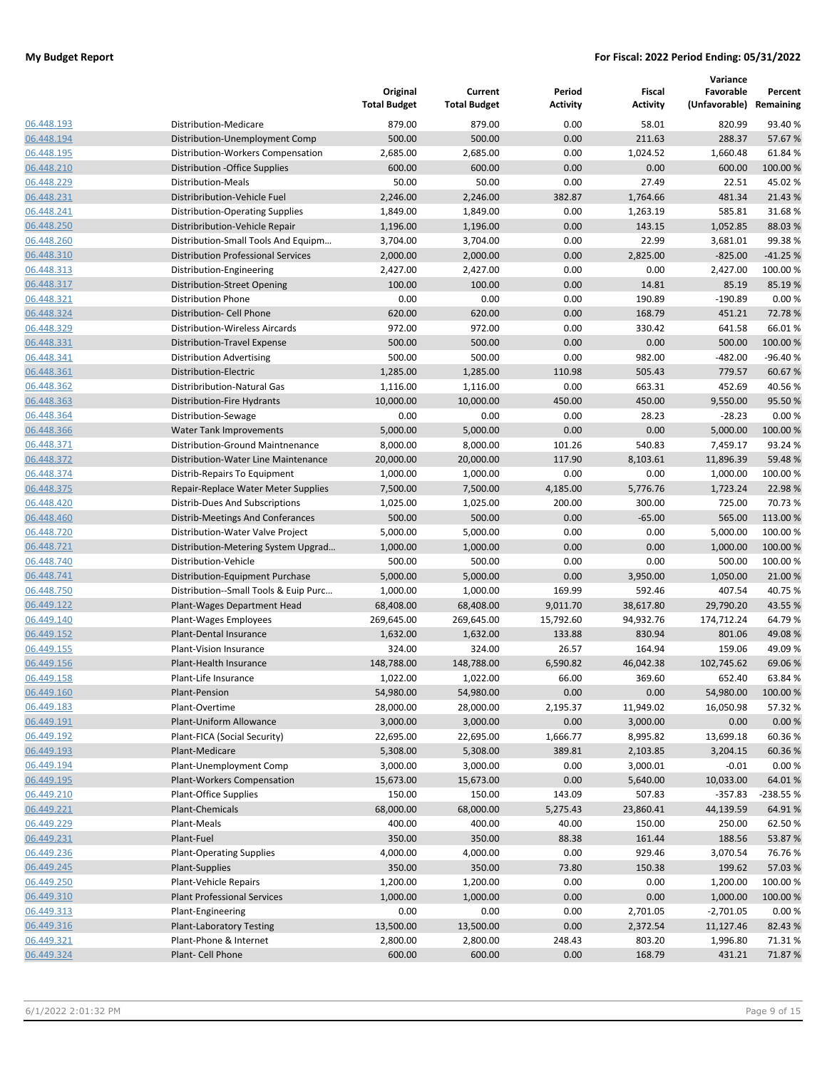| | | Original Total Budget | Current Total Budget | Period Activity | Fiscal Activity | Variance Favorable (Unfavorable) | Percent Remaining |
|---|---|---|---|---|---|---|---|
| 06.448.193 | Distribution-Medicare | 879.00 | 879.00 | 0.00 | 58.01 | 820.99 | 93.40 % |
| 06.448.194 | Distribution-Unemployment Comp | 500.00 | 500.00 | 0.00 | 211.63 | 288.37 | 57.67 % |
| 06.448.195 | Distribution-Workers Compensation | 2,685.00 | 2,685.00 | 0.00 | 1,024.52 | 1,660.48 | 61.84 % |
| 06.448.210 | Distribution -Office Supplies | 600.00 | 600.00 | 0.00 | 0.00 | 600.00 | 100.00 % |
| 06.448.229 | Distribution-Meals | 50.00 | 50.00 | 0.00 | 27.49 | 22.51 | 45.02 % |
| 06.448.231 | Distribribution-Vehicle Fuel | 2,246.00 | 2,246.00 | 382.87 | 1,764.66 | 481.34 | 21.43 % |
| 06.448.241 | Distribution-Operating Supplies | 1,849.00 | 1,849.00 | 0.00 | 1,263.19 | 585.81 | 31.68 % |
| 06.448.250 | Distribribution-Vehicle Repair | 1,196.00 | 1,196.00 | 0.00 | 143.15 | 1,052.85 | 88.03 % |
| 06.448.260 | Distribution-Small Tools And Equipm… | 3,704.00 | 3,704.00 | 0.00 | 22.99 | 3,681.01 | 99.38 % |
| 06.448.310 | Distribution Professional Services | 2,000.00 | 2,000.00 | 0.00 | 2,825.00 | -825.00 | -41.25 % |
| 06.448.313 | Distribution-Engineering | 2,427.00 | 2,427.00 | 0.00 | 0.00 | 2,427.00 | 100.00 % |
| 06.448.317 | Distribution-Street Opening | 100.00 | 100.00 | 0.00 | 14.81 | 85.19 | 85.19 % |
| 06.448.321 | Distribution Phone | 0.00 | 0.00 | 0.00 | 190.89 | -190.89 | 0.00 % |
| 06.448.324 | Distribution- Cell Phone | 620.00 | 620.00 | 0.00 | 168.79 | 451.21 | 72.78 % |
| 06.448.329 | Distribution-Wireless Aircards | 972.00 | 972.00 | 0.00 | 330.42 | 641.58 | 66.01 % |
| 06.448.331 | Distribution-Travel Expense | 500.00 | 500.00 | 0.00 | 0.00 | 500.00 | 100.00 % |
| 06.448.341 | Distribution Advertising | 500.00 | 500.00 | 0.00 | 982.00 | -482.00 | -96.40 % |
| 06.448.361 | Distribution-Electric | 1,285.00 | 1,285.00 | 110.98 | 505.43 | 779.57 | 60.67 % |
| 06.448.362 | Distribribution-Natural Gas | 1,116.00 | 1,116.00 | 0.00 | 663.31 | 452.69 | 40.56 % |
| 06.448.363 | Distribution-Fire Hydrants | 10,000.00 | 10,000.00 | 450.00 | 450.00 | 9,550.00 | 95.50 % |
| 06.448.364 | Distribution-Sewage | 0.00 | 0.00 | 0.00 | 28.23 | -28.23 | 0.00 % |
| 06.448.366 | Water Tank Improvements | 5,000.00 | 5,000.00 | 0.00 | 0.00 | 5,000.00 | 100.00 % |
| 06.448.371 | Distribution-Ground Maintnenance | 8,000.00 | 8,000.00 | 101.26 | 540.83 | 7,459.17 | 93.24 % |
| 06.448.372 | Distribution-Water Line Maintenance | 20,000.00 | 20,000.00 | 117.90 | 8,103.61 | 11,896.39 | 59.48 % |
| 06.448.374 | Distrib-Repairs To Equipment | 1,000.00 | 1,000.00 | 0.00 | 0.00 | 1,000.00 | 100.00 % |
| 06.448.375 | Repair-Replace Water Meter Supplies | 7,500.00 | 7,500.00 | 4,185.00 | 5,776.76 | 1,723.24 | 22.98 % |
| 06.448.420 | Distrib-Dues And Subscriptions | 1,025.00 | 1,025.00 | 200.00 | 300.00 | 725.00 | 70.73 % |
| 06.448.460 | Distrib-Meetings And Conferances | 500.00 | 500.00 | 0.00 | -65.00 | 565.00 | 113.00 % |
| 06.448.720 | Distribution-Water Valve Project | 5,000.00 | 5,000.00 | 0.00 | 0.00 | 5,000.00 | 100.00 % |
| 06.448.721 | Distribution-Metering System Upgrad… | 1,000.00 | 1,000.00 | 0.00 | 0.00 | 1,000.00 | 100.00 % |
| 06.448.740 | Distribution-Vehicle | 500.00 | 500.00 | 0.00 | 0.00 | 500.00 | 100.00 % |
| 06.448.741 | Distribution-Equipment Purchase | 5,000.00 | 5,000.00 | 0.00 | 3,950.00 | 1,050.00 | 21.00 % |
| 06.448.750 | Distribution--Small Tools & Euip Purc… | 1,000.00 | 1,000.00 | 169.99 | 592.46 | 407.54 | 40.75 % |
| 06.449.122 | Plant-Wages Department Head | 68,408.00 | 68,408.00 | 9,011.70 | 38,617.80 | 29,790.20 | 43.55 % |
| 06.449.140 | Plant-Wages Employees | 269,645.00 | 269,645.00 | 15,792.60 | 94,932.76 | 174,712.24 | 64.79 % |
| 06.449.152 | Plant-Dental Insurance | 1,632.00 | 1,632.00 | 133.88 | 830.94 | 801.06 | 49.08 % |
| 06.449.155 | Plant-Vision Insurance | 324.00 | 324.00 | 26.57 | 164.94 | 159.06 | 49.09 % |
| 06.449.156 | Plant-Health Insurance | 148,788.00 | 148,788.00 | 6,590.82 | 46,042.38 | 102,745.62 | 69.06 % |
| 06.449.158 | Plant-Life Insurance | 1,022.00 | 1,022.00 | 66.00 | 369.60 | 652.40 | 63.84 % |
| 06.449.160 | Plant-Pension | 54,980.00 | 54,980.00 | 0.00 | 0.00 | 54,980.00 | 100.00 % |
| 06.449.183 | Plant-Overtime | 28,000.00 | 28,000.00 | 2,195.37 | 11,949.02 | 16,050.98 | 57.32 % |
| 06.449.191 | Plant-Uniform Allowance | 3,000.00 | 3,000.00 | 0.00 | 3,000.00 | 0.00 | 0.00 % |
| 06.449.192 | Plant-FICA (Social Security) | 22,695.00 | 22,695.00 | 1,666.77 | 8,995.82 | 13,699.18 | 60.36 % |
| 06.449.193 | Plant-Medicare | 5,308.00 | 5,308.00 | 389.81 | 2,103.85 | 3,204.15 | 60.36 % |
| 06.449.194 | Plant-Unemployment Comp | 3,000.00 | 3,000.00 | 0.00 | 3,000.01 | -0.01 | 0.00 % |
| 06.449.195 | Plant-Workers Compensation | 15,673.00 | 15,673.00 | 0.00 | 5,640.00 | 10,033.00 | 64.01 % |
| 06.449.210 | Plant-Office Supplies | 150.00 | 150.00 | 143.09 | 507.83 | -357.83 | -238.55 % |
| 06.449.221 | Plant-Chemicals | 68,000.00 | 68,000.00 | 5,275.43 | 23,860.41 | 44,139.59 | 64.91 % |
| 06.449.229 | Plant-Meals | 400.00 | 400.00 | 40.00 | 150.00 | 250.00 | 62.50 % |
| 06.449.231 | Plant-Fuel | 350.00 | 350.00 | 88.38 | 161.44 | 188.56 | 53.87 % |
| 06.449.236 | Plant-Operating Supplies | 4,000.00 | 4,000.00 | 0.00 | 929.46 | 3,070.54 | 76.76 % |
| 06.449.245 | Plant-Supplies | 350.00 | 350.00 | 73.80 | 150.38 | 199.62 | 57.03 % |
| 06.449.250 | Plant-Vehicle Repairs | 1,200.00 | 1,200.00 | 0.00 | 0.00 | 1,200.00 | 100.00 % |
| 06.449.310 | Plant Professional Services | 1,000.00 | 1,000.00 | 0.00 | 0.00 | 1,000.00 | 100.00 % |
| 06.449.313 | Plant-Engineering | 0.00 | 0.00 | 0.00 | 2,701.05 | -2,701.05 | 0.00 % |
| 06.449.316 | Plant-Laboratory Testing | 13,500.00 | 13,500.00 | 0.00 | 2,372.54 | 11,127.46 | 82.43 % |
| 06.449.321 | Plant-Phone & Internet | 2,800.00 | 2,800.00 | 248.43 | 803.20 | 1,996.80 | 71.31 % |
| 06.449.324 | Plant- Cell Phone | 600.00 | 600.00 | 0.00 | 168.79 | 431.21 | 71.87 % |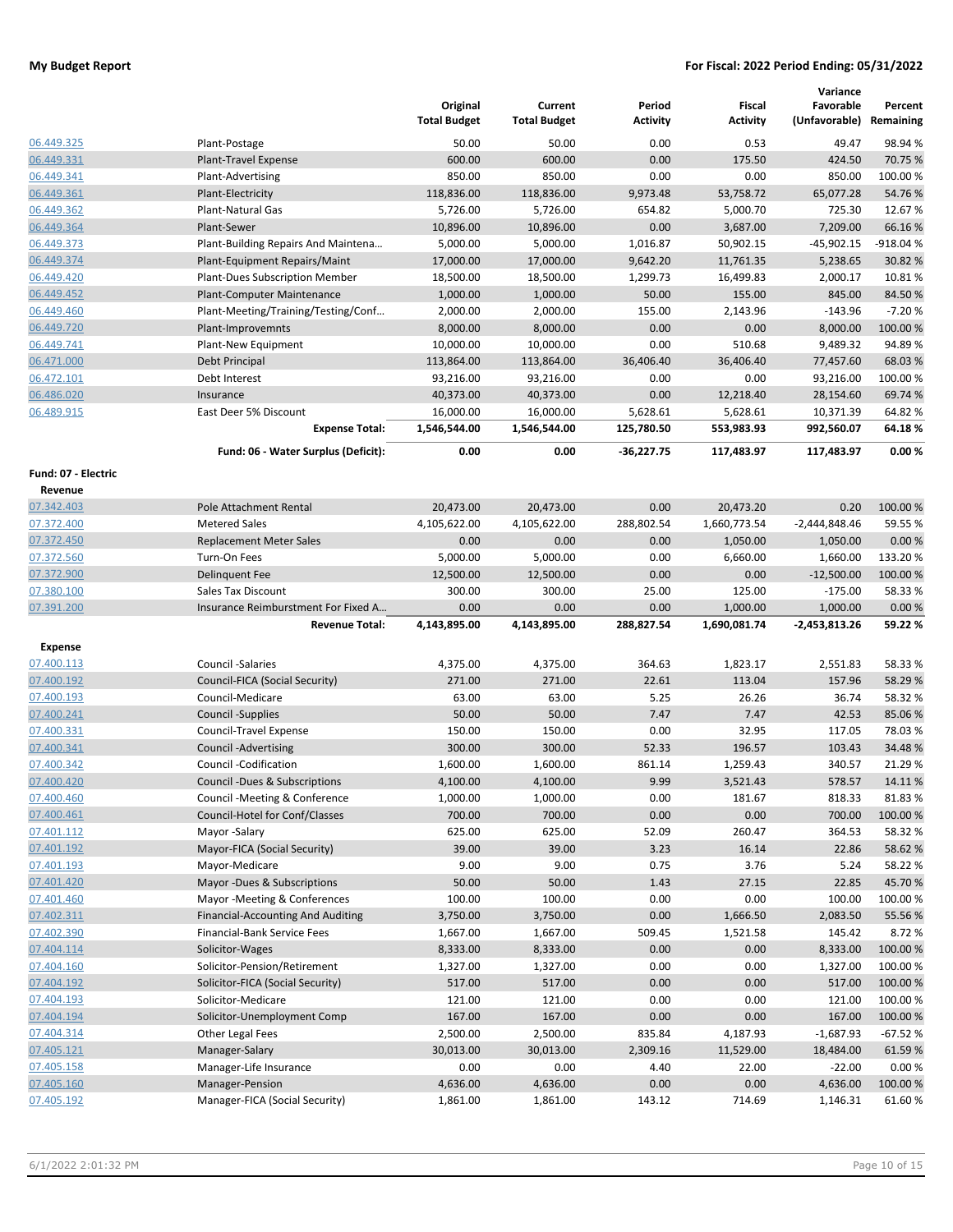| | | Original Total Budget | Current Total Budget | Period Activity | Fiscal Activity | Variance Favorable (Unfavorable) | Percent Remaining |
|---|---|---|---|---|---|---|---|
| 06.449.325 | Plant-Postage | 50.00 | 50.00 | 0.00 | 0.53 | 49.47 | 98.94 % |
| 06.449.331 | Plant-Travel Expense | 600.00 | 600.00 | 0.00 | 175.50 | 424.50 | 70.75 % |
| 06.449.341 | Plant-Advertising | 850.00 | 850.00 | 0.00 | 0.00 | 850.00 | 100.00 % |
| 06.449.361 | Plant-Electricity | 118,836.00 | 118,836.00 | 9,973.48 | 53,758.72 | 65,077.28 | 54.76 % |
| 06.449.362 | Plant-Natural Gas | 5,726.00 | 5,726.00 | 654.82 | 5,000.70 | 725.30 | 12.67 % |
| 06.449.364 | Plant-Sewer | 10,896.00 | 10,896.00 | 0.00 | 3,687.00 | 7,209.00 | 66.16 % |
| 06.449.373 | Plant-Building Repairs And Maintena… | 5,000.00 | 5,000.00 | 1,016.87 | 50,902.15 | -45,902.15 | -918.04 % |
| 06.449.374 | Plant-Equipment Repairs/Maint | 17,000.00 | 17,000.00 | 9,642.20 | 11,761.35 | 5,238.65 | 30.82 % |
| 06.449.420 | Plant-Dues Subscription Member | 18,500.00 | 18,500.00 | 1,299.73 | 16,499.83 | 2,000.17 | 10.81 % |
| 06.449.452 | Plant-Computer Maintenance | 1,000.00 | 1,000.00 | 50.00 | 155.00 | 845.00 | 84.50 % |
| 06.449.460 | Plant-Meeting/Training/Testing/Conf… | 2,000.00 | 2,000.00 | 155.00 | 2,143.96 | -143.96 | -7.20 % |
| 06.449.720 | Plant-Improvemnts | 8,000.00 | 8,000.00 | 0.00 | 0.00 | 8,000.00 | 100.00 % |
| 06.449.741 | Plant-New Equipment | 10,000.00 | 10,000.00 | 0.00 | 510.68 | 9,489.32 | 94.89 % |
| 06.471.000 | Debt Principal | 113,864.00 | 113,864.00 | 36,406.40 | 36,406.40 | 77,457.60 | 68.03 % |
| 06.472.101 | Debt Interest | 93,216.00 | 93,216.00 | 0.00 | 0.00 | 93,216.00 | 100.00 % |
| 06.486.020 | Insurance | 40,373.00 | 40,373.00 | 0.00 | 12,218.40 | 28,154.60 | 69.74 % |
| 06.489.915 | East Deer 5% Discount | 16,000.00 | 16,000.00 | 5,628.61 | 5,628.61 | 10,371.39 | 64.82 % |
| | **Expense Total:** | **1,546,544.00** | **1,546,544.00** | **125,780.50** | **553,983.93** | **992,560.07** | **64.18 %** |
| | **Fund: 06 - Water Surplus (Deficit):** | **0.00** | **0.00** | **-36,227.75** | **117,483.97** | **117,483.97** | **0.00 %** |
| **Fund: 07 - Electric** | | | | | | | |
| **Revenue** | | | | | | | |
| 07.342.403 | Pole Attachment Rental | 20,473.00 | 20,473.00 | 0.00 | 20,473.20 | 0.20 | 100.00 % |
| 07.372.400 | Metered Sales | 4,105,622.00 | 4,105,622.00 | 288,802.54 | 1,660,773.54 | -2,444,848.46 | 59.55 % |
| 07.372.450 | Replacement Meter Sales | 0.00 | 0.00 | 0.00 | 1,050.00 | 1,050.00 | 0.00 % |
| 07.372.560 | Turn-On Fees | 5,000.00 | 5,000.00 | 0.00 | 6,660.00 | 1,660.00 | 133.20 % |
| 07.372.900 | Delinquent Fee | 12,500.00 | 12,500.00 | 0.00 | 0.00 | -12,500.00 | 100.00 % |
| 07.380.100 | Sales Tax Discount | 300.00 | 300.00 | 25.00 | 125.00 | -175.00 | 58.33 % |
| 07.391.200 | Insurance Reimburstment For Fixed A… | 0.00 | 0.00 | 0.00 | 1,000.00 | 1,000.00 | 0.00 % |
| | **Revenue Total:** | **4,143,895.00** | **4,143,895.00** | **288,827.54** | **1,690,081.74** | **-2,453,813.26** | **59.22 %** |
| **Expense** | | | | | | | |
| 07.400.113 | Council -Salaries | 4,375.00 | 4,375.00 | 364.63 | 1,823.17 | 2,551.83 | 58.33 % |
| 07.400.192 | Council-FICA (Social Security) | 271.00 | 271.00 | 22.61 | 113.04 | 157.96 | 58.29 % |
| 07.400.193 | Council-Medicare | 63.00 | 63.00 | 5.25 | 26.26 | 36.74 | 58.32 % |
| 07.400.241 | Council -Supplies | 50.00 | 50.00 | 7.47 | 7.47 | 42.53 | 85.06 % |
| 07.400.331 | Council-Travel Expense | 150.00 | 150.00 | 0.00 | 32.95 | 117.05 | 78.03 % |
| 07.400.341 | Council -Advertising | 300.00 | 300.00 | 52.33 | 196.57 | 103.43 | 34.48 % |
| 07.400.342 | Council -Codification | 1,600.00 | 1,600.00 | 861.14 | 1,259.43 | 340.57 | 21.29 % |
| 07.400.420 | Council -Dues & Subscriptions | 4,100.00 | 4,100.00 | 9.99 | 3,521.43 | 578.57 | 14.11 % |
| 07.400.460 | Council -Meeting & Conference | 1,000.00 | 1,000.00 | 0.00 | 181.67 | 818.33 | 81.83 % |
| 07.400.461 | Council-Hotel for Conf/Classes | 700.00 | 700.00 | 0.00 | 0.00 | 700.00 | 100.00 % |
| 07.401.112 | Mayor -Salary | 625.00 | 625.00 | 52.09 | 260.47 | 364.53 | 58.32 % |
| 07.401.192 | Mayor-FICA (Social Security) | 39.00 | 39.00 | 3.23 | 16.14 | 22.86 | 58.62 % |
| 07.401.193 | Mayor-Medicare | 9.00 | 9.00 | 0.75 | 3.76 | 5.24 | 58.22 % |
| 07.401.420 | Mayor -Dues & Subscriptions | 50.00 | 50.00 | 1.43 | 27.15 | 22.85 | 45.70 % |
| 07.401.460 | Mayor -Meeting & Conferences | 100.00 | 100.00 | 0.00 | 0.00 | 100.00 | 100.00 % |
| 07.402.311 | Financial-Accounting And Auditing | 3,750.00 | 3,750.00 | 0.00 | 1,666.50 | 2,083.50 | 55.56 % |
| 07.402.390 | Financial-Bank Service Fees | 1,667.00 | 1,667.00 | 509.45 | 1,521.58 | 145.42 | 8.72 % |
| 07.404.114 | Solicitor-Wages | 8,333.00 | 8,333.00 | 0.00 | 0.00 | 8,333.00 | 100.00 % |
| 07.404.160 | Solicitor-Pension/Retirement | 1,327.00 | 1,327.00 | 0.00 | 0.00 | 1,327.00 | 100.00 % |
| 07.404.192 | Solicitor-FICA (Social Security) | 517.00 | 517.00 | 0.00 | 0.00 | 517.00 | 100.00 % |
| 07.404.193 | Solicitor-Medicare | 121.00 | 121.00 | 0.00 | 0.00 | 121.00 | 100.00 % |
| 07.404.194 | Solicitor-Unemployment Comp | 167.00 | 167.00 | 0.00 | 0.00 | 167.00 | 100.00 % |
| 07.404.314 | Other Legal Fees | 2,500.00 | 2,500.00 | 835.84 | 4,187.93 | -1,687.93 | -67.52 % |
| 07.405.121 | Manager-Salary | 30,013.00 | 30,013.00 | 2,309.16 | 11,529.00 | 18,484.00 | 61.59 % |
| 07.405.158 | Manager-Life Insurance | 0.00 | 0.00 | 4.40 | 22.00 | -22.00 | 0.00 % |
| 07.405.160 | Manager-Pension | 4,636.00 | 4,636.00 | 0.00 | 0.00 | 4,636.00 | 100.00 % |
| 07.405.192 | Manager-FICA (Social Security) | 1,861.00 | 1,861.00 | 143.12 | 714.69 | 1,146.31 | 61.60 % |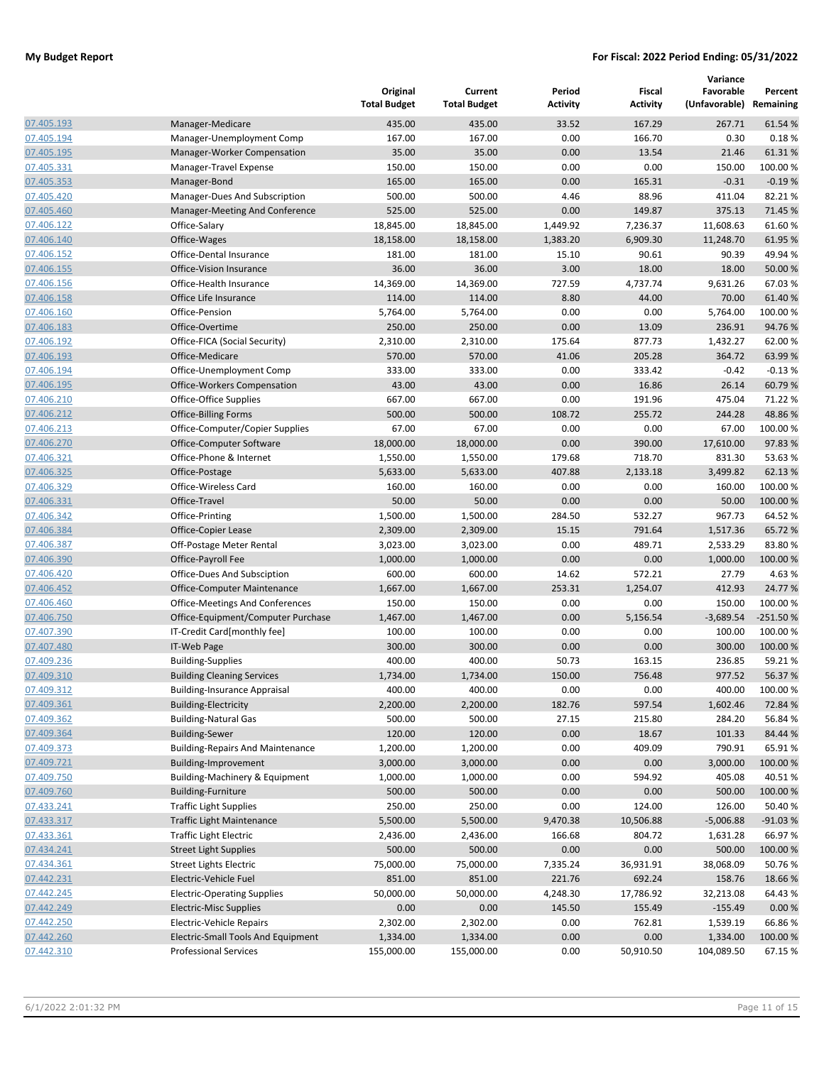| | | Original Total Budget | Current Total Budget | Period Activity | Fiscal Activity | Variance Favorable (Unfavorable) | Percent Remaining |
|---|---|---|---|---|---|---|---|
| 07.405.193 | Manager-Medicare | 435.00 | 435.00 | 33.52 | 167.29 | 267.71 | 61.54 % |
| 07.405.194 | Manager-Unemployment Comp | 167.00 | 167.00 | 0.00 | 166.70 | 0.30 | 0.18 % |
| 07.405.195 | Manager-Worker Compensation | 35.00 | 35.00 | 0.00 | 13.54 | 21.46 | 61.31 % |
| 07.405.331 | Manager-Travel Expense | 150.00 | 150.00 | 0.00 | 0.00 | 150.00 | 100.00 % |
| 07.405.353 | Manager-Bond | 165.00 | 165.00 | 0.00 | 165.31 | -0.31 | -0.19 % |
| 07.405.420 | Manager-Dues And Subscription | 500.00 | 500.00 | 4.46 | 88.96 | 411.04 | 82.21 % |
| 07.405.460 | Manager-Meeting And Conference | 525.00 | 525.00 | 0.00 | 149.87 | 375.13 | 71.45 % |
| 07.406.122 | Office-Salary | 18,845.00 | 18,845.00 | 1,449.92 | 7,236.37 | 11,608.63 | 61.60 % |
| 07.406.140 | Office-Wages | 18,158.00 | 18,158.00 | 1,383.20 | 6,909.30 | 11,248.70 | 61.95 % |
| 07.406.152 | Office-Dental Insurance | 181.00 | 181.00 | 15.10 | 90.61 | 90.39 | 49.94 % |
| 07.406.155 | Office-Vision Insurance | 36.00 | 36.00 | 3.00 | 18.00 | 18.00 | 50.00 % |
| 07.406.156 | Office-Health Insurance | 14,369.00 | 14,369.00 | 727.59 | 4,737.74 | 9,631.26 | 67.03 % |
| 07.406.158 | Office Life Insurance | 114.00 | 114.00 | 8.80 | 44.00 | 70.00 | 61.40 % |
| 07.406.160 | Office-Pension | 5,764.00 | 5,764.00 | 0.00 | 0.00 | 5,764.00 | 100.00 % |
| 07.406.183 | Office-Overtime | 250.00 | 250.00 | 0.00 | 13.09 | 236.91 | 94.76 % |
| 07.406.192 | Office-FICA (Social Security) | 2,310.00 | 2,310.00 | 175.64 | 877.73 | 1,432.27 | 62.00 % |
| 07.406.193 | Office-Medicare | 570.00 | 570.00 | 41.06 | 205.28 | 364.72 | 63.99 % |
| 07.406.194 | Office-Unemployment Comp | 333.00 | 333.00 | 0.00 | 333.42 | -0.42 | -0.13 % |
| 07.406.195 | Office-Workers Compensation | 43.00 | 43.00 | 0.00 | 16.86 | 26.14 | 60.79 % |
| 07.406.210 | Office-Office Supplies | 667.00 | 667.00 | 0.00 | 191.96 | 475.04 | 71.22 % |
| 07.406.212 | Office-Billing Forms | 500.00 | 500.00 | 108.72 | 255.72 | 244.28 | 48.86 % |
| 07.406.213 | Office-Computer/Copier Supplies | 67.00 | 67.00 | 0.00 | 0.00 | 67.00 | 100.00 % |
| 07.406.270 | Office-Computer Software | 18,000.00 | 18,000.00 | 0.00 | 390.00 | 17,610.00 | 97.83 % |
| 07.406.321 | Office-Phone & Internet | 1,550.00 | 1,550.00 | 179.68 | 718.70 | 831.30 | 53.63 % |
| 07.406.325 | Office-Postage | 5,633.00 | 5,633.00 | 407.88 | 2,133.18 | 3,499.82 | 62.13 % |
| 07.406.329 | Office-Wireless Card | 160.00 | 160.00 | 0.00 | 0.00 | 160.00 | 100.00 % |
| 07.406.331 | Office-Travel | 50.00 | 50.00 | 0.00 | 0.00 | 50.00 | 100.00 % |
| 07.406.342 | Office-Printing | 1,500.00 | 1,500.00 | 284.50 | 532.27 | 967.73 | 64.52 % |
| 07.406.384 | Office-Copier Lease | 2,309.00 | 2,309.00 | 15.15 | 791.64 | 1,517.36 | 65.72 % |
| 07.406.387 | Off-Postage Meter Rental | 3,023.00 | 3,023.00 | 0.00 | 489.71 | 2,533.29 | 83.80 % |
| 07.406.390 | Office-Payroll Fee | 1,000.00 | 1,000.00 | 0.00 | 0.00 | 1,000.00 | 100.00 % |
| 07.406.420 | Office-Dues And Subsciption | 600.00 | 600.00 | 14.62 | 572.21 | 27.79 | 4.63 % |
| 07.406.452 | Office-Computer Maintenance | 1,667.00 | 1,667.00 | 253.31 | 1,254.07 | 412.93 | 24.77 % |
| 07.406.460 | Office-Meetings And Conferences | 150.00 | 150.00 | 0.00 | 0.00 | 150.00 | 100.00 % |
| 07.406.750 | Office-Equipment/Computer Purchase | 1,467.00 | 1,467.00 | 0.00 | 5,156.54 | -3,689.54 | -251.50 % |
| 07.407.390 | IT-Credit Card[monthly fee] | 100.00 | 100.00 | 0.00 | 0.00 | 100.00 | 100.00 % |
| 07.407.480 | IT-Web Page | 300.00 | 300.00 | 0.00 | 0.00 | 300.00 | 100.00 % |
| 07.409.236 | Building-Supplies | 400.00 | 400.00 | 50.73 | 163.15 | 236.85 | 59.21 % |
| 07.409.310 | Building Cleaning Services | 1,734.00 | 1,734.00 | 150.00 | 756.48 | 977.52 | 56.37 % |
| 07.409.312 | Building-Insurance Appraisal | 400.00 | 400.00 | 0.00 | 0.00 | 400.00 | 100.00 % |
| 07.409.361 | Building-Electricity | 2,200.00 | 2,200.00 | 182.76 | 597.54 | 1,602.46 | 72.84 % |
| 07.409.362 | Building-Natural Gas | 500.00 | 500.00 | 27.15 | 215.80 | 284.20 | 56.84 % |
| 07.409.364 | Building-Sewer | 120.00 | 120.00 | 0.00 | 18.67 | 101.33 | 84.44 % |
| 07.409.373 | Building-Repairs And Maintenance | 1,200.00 | 1,200.00 | 0.00 | 409.09 | 790.91 | 65.91 % |
| 07.409.721 | Building-Improvement | 3,000.00 | 3,000.00 | 0.00 | 0.00 | 3,000.00 | 100.00 % |
| 07.409.750 | Building-Machinery & Equipment | 1,000.00 | 1,000.00 | 0.00 | 594.92 | 405.08 | 40.51 % |
| 07.409.760 | Building-Furniture | 500.00 | 500.00 | 0.00 | 0.00 | 500.00 | 100.00 % |
| 07.433.241 | Traffic Light Supplies | 250.00 | 250.00 | 0.00 | 124.00 | 126.00 | 50.40 % |
| 07.433.317 | Traffic Light Maintenance | 5,500.00 | 5,500.00 | 9,470.38 | 10,506.88 | -5,006.88 | -91.03 % |
| 07.433.361 | Traffic Light Electric | 2,436.00 | 2,436.00 | 166.68 | 804.72 | 1,631.28 | 66.97 % |
| 07.434.241 | Street Light Supplies | 500.00 | 500.00 | 0.00 | 0.00 | 500.00 | 100.00 % |
| 07.434.361 | Street Lights Electric | 75,000.00 | 75,000.00 | 7,335.24 | 36,931.91 | 38,068.09 | 50.76 % |
| 07.442.231 | Electric-Vehicle Fuel | 851.00 | 851.00 | 221.76 | 692.24 | 158.76 | 18.66 % |
| 07.442.245 | Electric-Operating Supplies | 50,000.00 | 50,000.00 | 4,248.30 | 17,786.92 | 32,213.08 | 64.43 % |
| 07.442.249 | Electric-Misc Supplies | 0.00 | 0.00 | 145.50 | 155.49 | -155.49 | 0.00 % |
| 07.442.250 | Electric-Vehicle Repairs | 2,302.00 | 2,302.00 | 0.00 | 762.81 | 1,539.19 | 66.86 % |
| 07.442.260 | Electric-Small Tools And Equipment | 1,334.00 | 1,334.00 | 0.00 | 0.00 | 1,334.00 | 100.00 % |
| 07.442.310 | Professional Services | 155,000.00 | 155,000.00 | 0.00 | 50,910.50 | 104,089.50 | 67.15 % |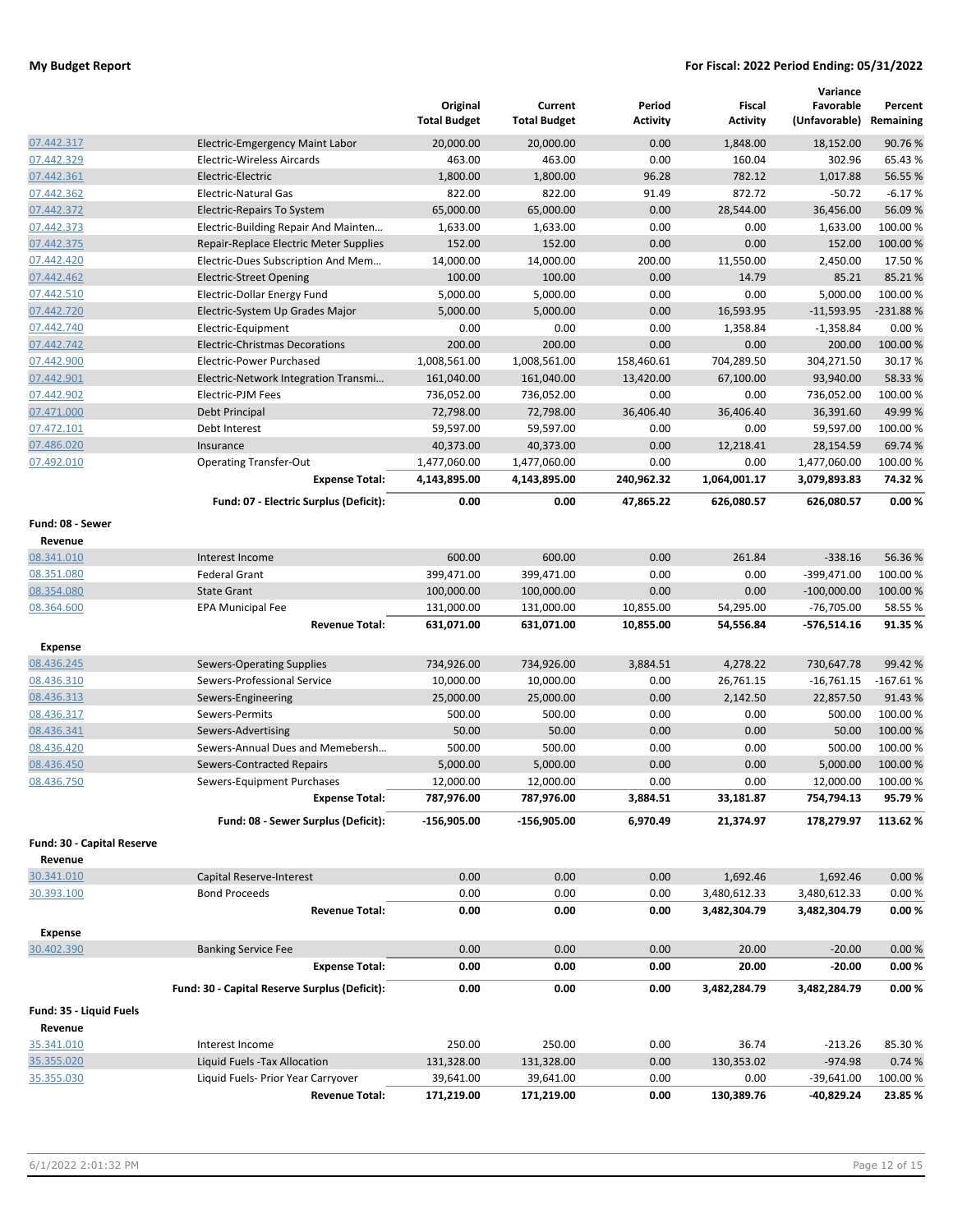| | | Original Total Budget | Current Total Budget | Period Activity | Fiscal Activity | Variance Favorable (Unfavorable) | Percent Remaining |
|---|---|---|---|---|---|---|---|
| 07.442.317 | Electric-Emergency Maint Labor | 20,000.00 | 20,000.00 | 0.00 | 1,848.00 | 18,152.00 | 90.76 % |
| 07.442.329 | Electric-Wireless Aircards | 463.00 | 463.00 | 0.00 | 160.04 | 302.96 | 65.43 % |
| 07.442.361 | Electric-Electric | 1,800.00 | 1,800.00 | 96.28 | 782.12 | 1,017.88 | 56.55 % |
| 07.442.362 | Electric-Natural Gas | 822.00 | 822.00 | 91.49 | 872.72 | -50.72 | -6.17 % |
| 07.442.372 | Electric-Repairs To System | 65,000.00 | 65,000.00 | 0.00 | 28,544.00 | 36,456.00 | 56.09 % |
| 07.442.373 | Electric-Building Repair And Mainten… | 1,633.00 | 1,633.00 | 0.00 | 0.00 | 1,633.00 | 100.00 % |
| 07.442.375 | Repair-Replace Electric Meter Supplies | 152.00 | 152.00 | 0.00 | 0.00 | 152.00 | 100.00 % |
| 07.442.420 | Electric-Dues Subscription And Mem… | 14,000.00 | 14,000.00 | 200.00 | 11,550.00 | 2,450.00 | 17.50 % |
| 07.442.462 | Electric-Street Opening | 100.00 | 100.00 | 0.00 | 14.79 | 85.21 | 85.21 % |
| 07.442.510 | Electric-Dollar Energy Fund | 5,000.00 | 5,000.00 | 0.00 | 0.00 | 5,000.00 | 100.00 % |
| 07.442.720 | Electric-System Up Grades Major | 5,000.00 | 5,000.00 | 0.00 | 16,593.95 | -11,593.95 | -231.88 % |
| 07.442.740 | Electric-Equipment | 0.00 | 0.00 | 0.00 | 1,358.84 | -1,358.84 | 0.00 % |
| 07.442.742 | Electric-Christmas Decorations | 200.00 | 200.00 | 0.00 | 0.00 | 200.00 | 100.00 % |
| 07.442.900 | Electric-Power Purchased | 1,008,561.00 | 1,008,561.00 | 158,460.61 | 704,289.50 | 304,271.50 | 30.17 % |
| 07.442.901 | Electric-Network Integration Transmi… | 161,040.00 | 161,040.00 | 13,420.00 | 67,100.00 | 93,940.00 | 58.33 % |
| 07.442.902 | Electric-PJM Fees | 736,052.00 | 736,052.00 | 0.00 | 0.00 | 736,052.00 | 100.00 % |
| 07.471.000 | Debt Principal | 72,798.00 | 72,798.00 | 36,406.40 | 36,406.40 | 36,391.60 | 49.99 % |
| 07.472.101 | Debt Interest | 59,597.00 | 59,597.00 | 0.00 | 0.00 | 59,597.00 | 100.00 % |
| 07.486.020 | Insurance | 40,373.00 | 40,373.00 | 0.00 | 12,218.41 | 28,154.59 | 69.74 % |
| 07.492.010 | Operating Transfer-Out | 1,477,060.00 | 1,477,060.00 | 0.00 | 0.00 | 1,477,060.00 | 100.00 % |
| | **Expense Total:** | **4,143,895.00** | **4,143,895.00** | **240,962.32** | **1,064,001.17** | **3,079,893.83** | **74.32 %** |
| | **Fund: 07 - Electric Surplus (Deficit):** | **0.00** | **0.00** | **47,865.22** | **626,080.57** | **626,080.57** | **0.00 %** |
| **Fund: 08 - Sewer** | | | | | | | |
| **Revenue** | | | | | | | |
| 08.341.010 | Interest Income | 600.00 | 600.00 | 0.00 | 261.84 | -338.16 | 56.36 % |
| 08.351.080 | Federal Grant | 399,471.00 | 399,471.00 | 0.00 | 0.00 | -399,471.00 | 100.00 % |
| 08.354.080 | State Grant | 100,000.00 | 100,000.00 | 0.00 | 0.00 | -100,000.00 | 100.00 % |
| 08.364.600 | EPA Municipal Fee | 131,000.00 | 131,000.00 | 10,855.00 | 54,295.00 | -76,705.00 | 58.55 % |
| | **Revenue Total:** | **631,071.00** | **631,071.00** | **10,855.00** | **54,556.84** | **-576,514.16** | **91.35 %** |
| **Expense** | | | | | | | |
| 08.436.245 | Sewers-Operating Supplies | 734,926.00 | 734,926.00 | 3,884.51 | 4,278.22 | 730,647.78 | 99.42 % |
| 08.436.310 | Sewers-Professional Service | 10,000.00 | 10,000.00 | 0.00 | 26,761.15 | -16,761.15 | -167.61 % |
| 08.436.313 | Sewers-Engineering | 25,000.00 | 25,000.00 | 0.00 | 2,142.50 | 22,857.50 | 91.43 % |
| 08.436.317 | Sewers-Permits | 500.00 | 500.00 | 0.00 | 0.00 | 500.00 | 100.00 % |
| 08.436.341 | Sewers-Advertising | 50.00 | 50.00 | 0.00 | 0.00 | 50.00 | 100.00 % |
| 08.436.420 | Sewers-Annual Dues and Memebersh… | 500.00 | 500.00 | 0.00 | 0.00 | 500.00 | 100.00 % |
| 08.436.450 | Sewers-Contracted Repairs | 5,000.00 | 5,000.00 | 0.00 | 0.00 | 5,000.00 | 100.00 % |
| 08.436.750 | Sewers-Equipment Purchases | 12,000.00 | 12,000.00 | 0.00 | 0.00 | 12,000.00 | 100.00 % |
| | **Expense Total:** | **787,976.00** | **787,976.00** | **3,884.51** | **33,181.87** | **754,794.13** | **95.79 %** |
| | **Fund: 08 - Sewer Surplus (Deficit):** | **-156,905.00** | **-156,905.00** | **6,970.49** | **21,374.97** | **178,279.97** | **113.62 %** |
| **Fund: 30 - Capital Reserve** | | | | | | | |
| **Revenue** | | | | | | | |
| 30.341.010 | Capital Reserve-Interest | 0.00 | 0.00 | 0.00 | 1,692.46 | 1,692.46 | 0.00 % |
| 30.393.100 | Bond Proceeds | 0.00 | 0.00 | 0.00 | 3,480,612.33 | 3,480,612.33 | 0.00 % |
| | **Revenue Total:** | **0.00** | **0.00** | **0.00** | **3,482,304.79** | **3,482,304.79** | **0.00 %** |
| **Expense** | | | | | | | |
| 30.402.390 | Banking Service Fee | 0.00 | 0.00 | 0.00 | 20.00 | -20.00 | 0.00 % |
| | **Expense Total:** | **0.00** | **0.00** | **0.00** | **20.00** | **-20.00** | **0.00 %** |
| | **Fund: 30 - Capital Reserve Surplus (Deficit):** | **0.00** | **0.00** | **0.00** | **3,482,284.79** | **3,482,284.79** | **0.00 %** |
| **Fund: 35 - Liquid Fuels** | | | | | | | |
| **Revenue** | | | | | | | |
| 35.341.010 | Interest Income | 250.00 | 250.00 | 0.00 | 36.74 | -213.26 | 85.30 % |
| 35.355.020 | Liquid Fuels -Tax Allocation | 131,328.00 | 131,328.00 | 0.00 | 130,353.02 | -974.98 | 0.74 % |
| 35.355.030 | Liquid Fuels- Prior Year Carryover | 39,641.00 | 39,641.00 | 0.00 | 0.00 | -39,641.00 | 100.00 % |
| | **Revenue Total:** | **171,219.00** | **171,219.00** | **0.00** | **130,389.76** | **-40,829.24** | **23.85 %** |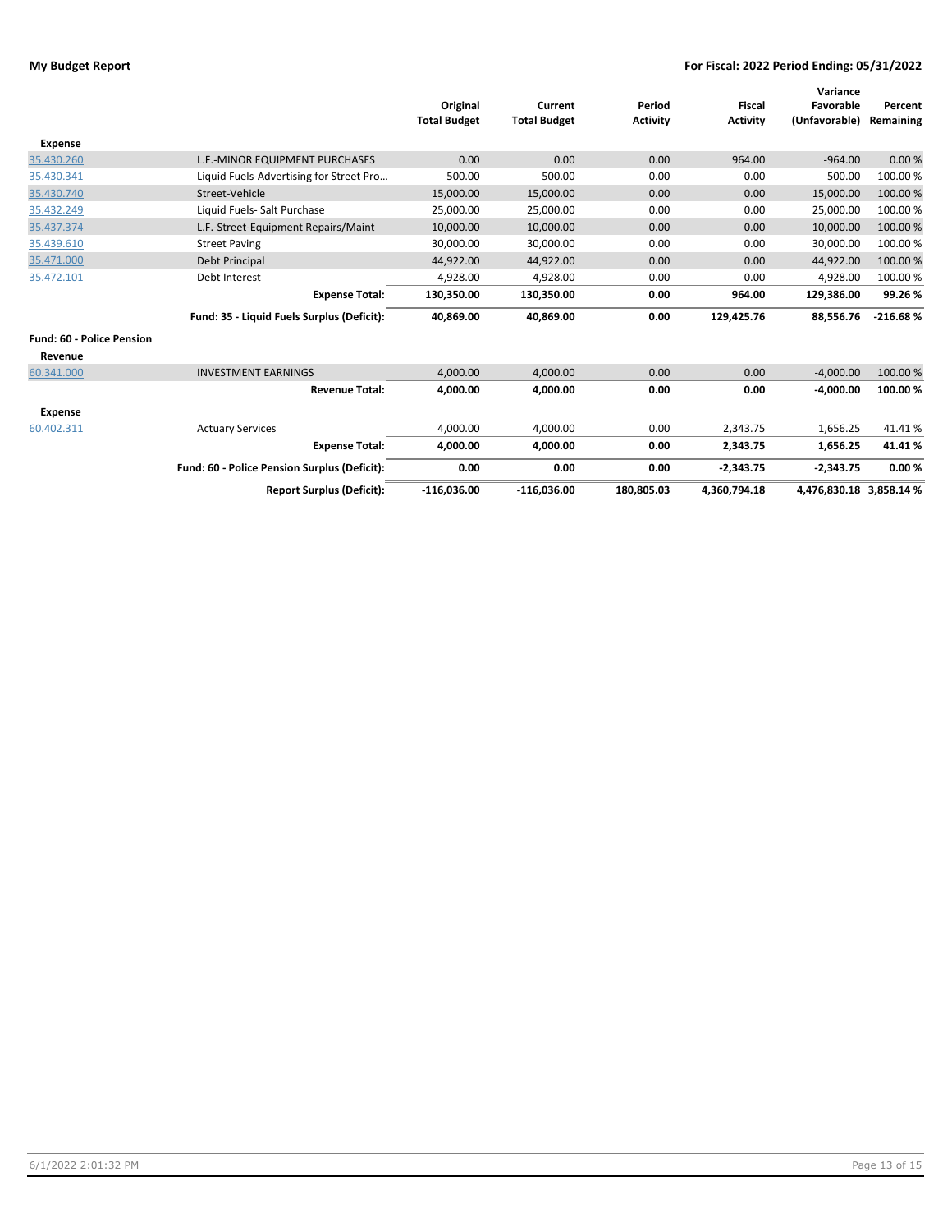**My Budget Report** — **For Fiscal: 2022 Period Ending: 05/31/2022**

| | | Original Total Budget | Current Total Budget | Period Activity | Fiscal Activity | Variance Favorable (Unfavorable) | Percent Remaining |
|---|---|---|---|---|---|---|---|
| **Expense** | | | | | | | |
| 35.430.260 | L.F.-MINOR EQUIPMENT PURCHASES | 0.00 | 0.00 | 0.00 | 964.00 | -964.00 | 0.00 % |
| 35.430.341 | Liquid Fuels-Advertising for Street Pro... | 500.00 | 500.00 | 0.00 | 0.00 | 500.00 | 100.00 % |
| 35.430.740 | Street-Vehicle | 15,000.00 | 15,000.00 | 0.00 | 0.00 | 15,000.00 | 100.00 % |
| 35.432.249 | Liquid Fuels- Salt Purchase | 25,000.00 | 25,000.00 | 0.00 | 0.00 | 25,000.00 | 100.00 % |
| 35.437.374 | L.F.-Street-Equipment Repairs/Maint | 10,000.00 | 10,000.00 | 0.00 | 0.00 | 10,000.00 | 100.00 % |
| 35.439.610 | Street Paving | 30,000.00 | 30,000.00 | 0.00 | 0.00 | 30,000.00 | 100.00 % |
| 35.471.000 | Debt Principal | 44,922.00 | 44,922.00 | 0.00 | 0.00 | 44,922.00 | 100.00 % |
| 35.472.101 | Debt Interest | 4,928.00 | 4,928.00 | 0.00 | 0.00 | 4,928.00 | 100.00 % |
| | **Expense Total:** | **130,350.00** | **130,350.00** | **0.00** | **964.00** | **129,386.00** | **99.26 %** |
| | **Fund: 35 - Liquid Fuels Surplus (Deficit):** | **40,869.00** | **40,869.00** | **0.00** | **129,425.76** | **88,556.76** | **-216.68 %** |
| **Fund: 60 - Police Pension** | | | | | | | |
| **Revenue** | | | | | | | |
| 60.341.000 | INVESTMENT EARNINGS | 4,000.00 | 4,000.00 | 0.00 | 0.00 | -4,000.00 | 100.00 % |
| | **Revenue Total:** | **4,000.00** | **4,000.00** | **0.00** | **0.00** | **-4,000.00** | **100.00 %** |
| **Expense** | | | | | | | |
| 60.402.311 | Actuary Services | 4,000.00 | 4,000.00 | 0.00 | 2,343.75 | 1,656.25 | 41.41 % |
| | **Expense Total:** | **4,000.00** | **4,000.00** | **0.00** | **2,343.75** | **1,656.25** | **41.41 %** |
| | **Fund: 60 - Police Pension Surplus (Deficit):** | **0.00** | **0.00** | **0.00** | **-2,343.75** | **-2,343.75** | **0.00 %** |
| | **Report Surplus (Deficit):** | **-116,036.00** | **-116,036.00** | **180,805.03** | **4,360,794.18** | **4,476,830.18** | **3,858.14 %** |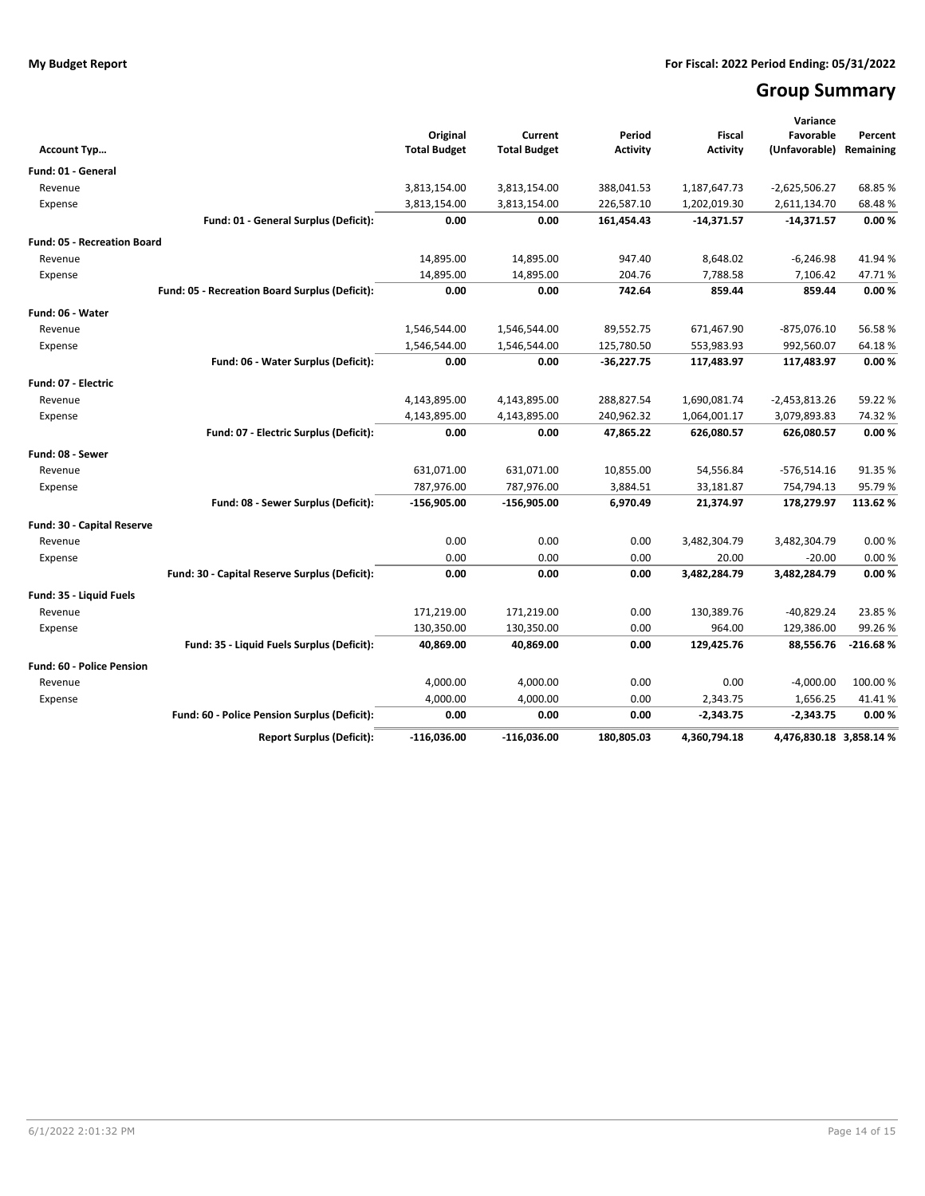**My Budget Report**

**For Fiscal: 2022 Period Ending: 05/31/2022**

# Group Summary

| Account Typ… | Original Total Budget | Current Total Budget | Period Activity | Fiscal Activity | Variance Favorable (Unfavorable) | Percent Remaining |
|---|---|---|---|---|---|---|
| **Fund: 01 - General** | | | | | | |
| Revenue | 3,813,154.00 | 3,813,154.00 | 388,041.53 | 1,187,647.73 | -2,625,506.27 | 68.85 % |
| Expense | 3,813,154.00 | 3,813,154.00 | 226,587.10 | 1,202,019.30 | 2,611,134.70 | 68.48 % |
| **Fund: 01 - General Surplus (Deficit):** | **0.00** | **0.00** | **161,454.43** | **-14,371.57** | **-14,371.57** | **0.00 %** |
| **Fund: 05 - Recreation Board** | | | | | | |
| Revenue | 14,895.00 | 14,895.00 | 947.40 | 8,648.02 | -6,246.98 | 41.94 % |
| Expense | 14,895.00 | 14,895.00 | 204.76 | 7,788.58 | 7,106.42 | 47.71 % |
| **Fund: 05 - Recreation Board Surplus (Deficit):** | **0.00** | **0.00** | **742.64** | **859.44** | **859.44** | **0.00 %** |
| **Fund: 06 - Water** | | | | | | |
| Revenue | 1,546,544.00 | 1,546,544.00 | 89,552.75 | 671,467.90 | -875,076.10 | 56.58 % |
| Expense | 1,546,544.00 | 1,546,544.00 | 125,780.50 | 553,983.93 | 992,560.07 | 64.18 % |
| **Fund: 06 - Water Surplus (Deficit):** | **0.00** | **0.00** | **-36,227.75** | **117,483.97** | **117,483.97** | **0.00 %** |
| **Fund: 07 - Electric** | | | | | | |
| Revenue | 4,143,895.00 | 4,143,895.00 | 288,827.54 | 1,690,081.74 | -2,453,813.26 | 59.22 % |
| Expense | 4,143,895.00 | 4,143,895.00 | 240,962.32 | 1,064,001.17 | 3,079,893.83 | 74.32 % |
| **Fund: 07 - Electric Surplus (Deficit):** | **0.00** | **0.00** | **47,865.22** | **626,080.57** | **626,080.57** | **0.00 %** |
| **Fund: 08 - Sewer** | | | | | | |
| Revenue | 631,071.00 | 631,071.00 | 10,855.00 | 54,556.84 | -576,514.16 | 91.35 % |
| Expense | 787,976.00 | 787,976.00 | 3,884.51 | 33,181.87 | 754,794.13 | 95.79 % |
| **Fund: 08 - Sewer Surplus (Deficit):** | **-156,905.00** | **-156,905.00** | **6,970.49** | **21,374.97** | **178,279.97** | **113.62 %** |
| **Fund: 30 - Capital Reserve** | | | | | | |
| Revenue | 0.00 | 0.00 | 0.00 | 3,482,304.79 | 3,482,304.79 | 0.00 % |
| Expense | 0.00 | 0.00 | 0.00 | 20.00 | -20.00 | 0.00 % |
| **Fund: 30 - Capital Reserve Surplus (Deficit):** | **0.00** | **0.00** | **0.00** | **3,482,284.79** | **3,482,284.79** | **0.00 %** |
| **Fund: 35 - Liquid Fuels** | | | | | | |
| Revenue | 171,219.00 | 171,219.00 | 0.00 | 130,389.76 | -40,829.24 | 23.85 % |
| Expense | 130,350.00 | 130,350.00 | 0.00 | 964.00 | 129,386.00 | 99.26 % |
| **Fund: 35 - Liquid Fuels Surplus (Deficit):** | **40,869.00** | **40,869.00** | **0.00** | **129,425.76** | **88,556.76** | **-216.68 %** |
| **Fund: 60 - Police Pension** | | | | | | |
| Revenue | 4,000.00 | 4,000.00 | 0.00 | 0.00 | -4,000.00 | 100.00 % |
| Expense | 4,000.00 | 4,000.00 | 0.00 | 2,343.75 | 1,656.25 | 41.41 % |
| **Fund: 60 - Police Pension Surplus (Deficit):** | **0.00** | **0.00** | **0.00** | **-2,343.75** | **-2,343.75** | **0.00 %** |
| **Report Surplus (Deficit):** | **-116,036.00** | **-116,036.00** | **180,805.03** | **4,360,794.18** | **4,476,830.18** | **3,858.14 %** |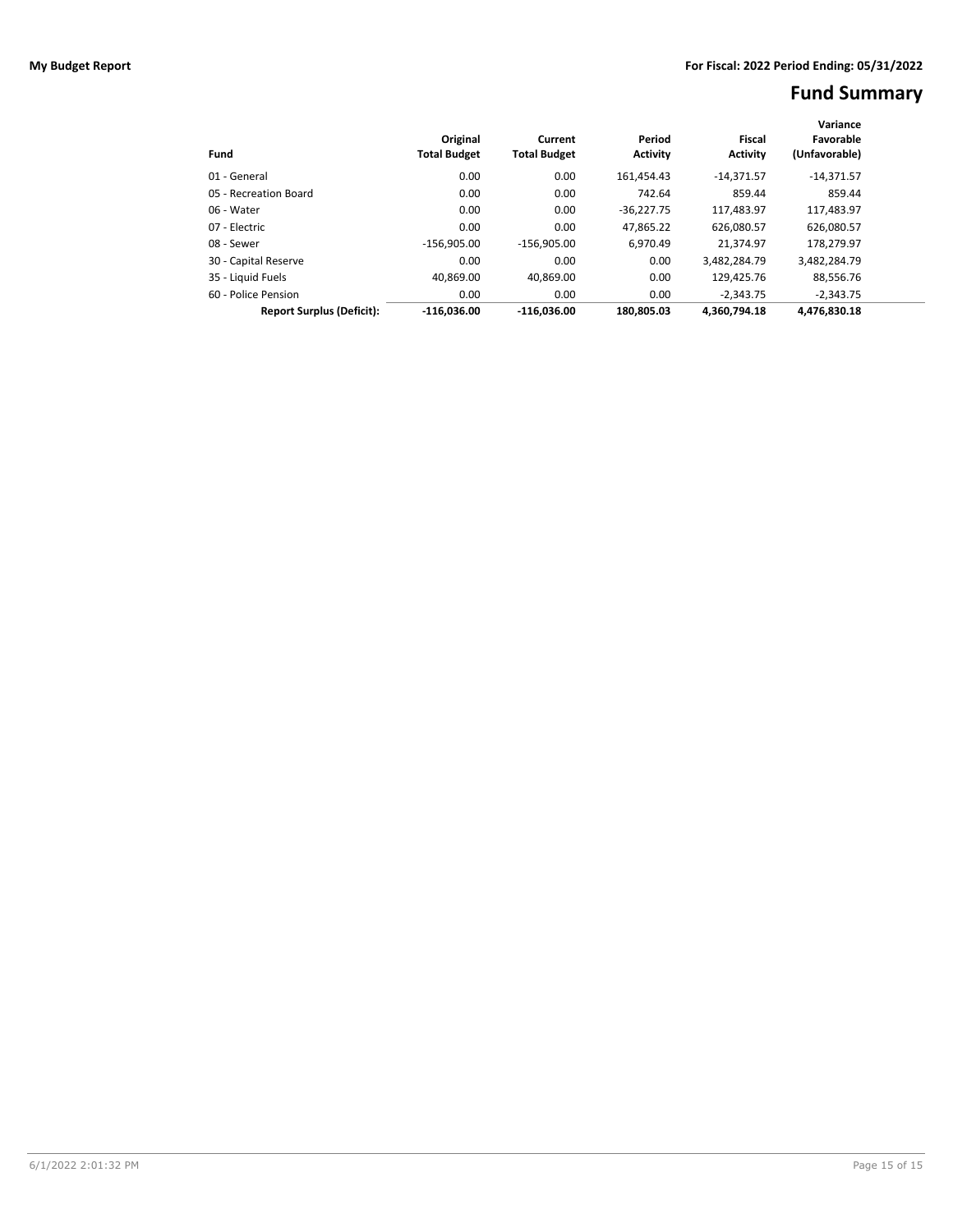# Fund Summary

| Fund | Original Total Budget | Current Total Budget | Period Activity | Fiscal Activity | Variance Favorable (Unfavorable) |
|---|---|---|---|---|---|
| 01 - General | 0.00 | 0.00 | 161,454.43 | -14,371.57 | -14,371.57 |
| 05 - Recreation Board | 0.00 | 0.00 | 742.64 | 859.44 | 859.44 |
| 06 - Water | 0.00 | 0.00 | -36,227.75 | 117,483.97 | 117,483.97 |
| 07 - Electric | 0.00 | 0.00 | 47,865.22 | 626,080.57 | 626,080.57 |
| 08 - Sewer | -156,905.00 | -156,905.00 | 6,970.49 | 21,374.97 | 178,279.97 |
| 30 - Capital Reserve | 0.00 | 0.00 | 0.00 | 3,482,284.79 | 3,482,284.79 |
| 35 - Liquid Fuels | 40,869.00 | 40,869.00 | 0.00 | 129,425.76 | 88,556.76 |
| 60 - Police Pension | 0.00 | 0.00 | 0.00 | -2,343.75 | -2,343.75 |
| **Report Surplus (Deficit):** | **-116,036.00** | **-116,036.00** | **180,805.03** | **4,360,794.18** | **4,476,830.18** |